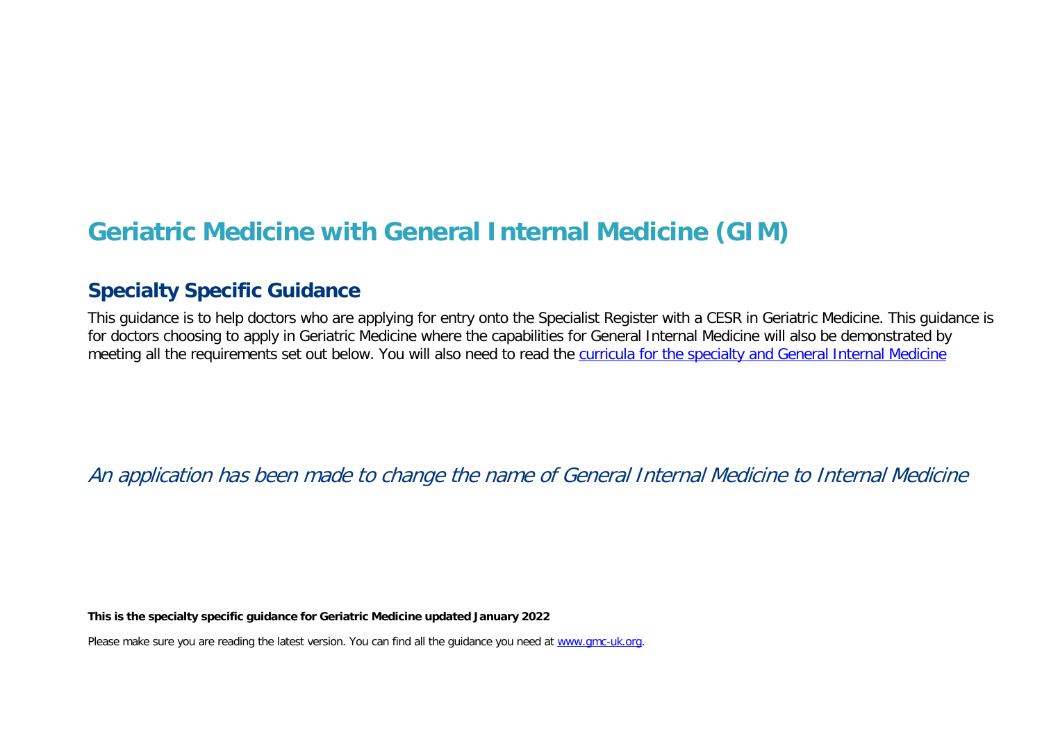# Geriatric Medicine with General Internal Medicine (GIM)

## Specialty Specific Guidance

This guidance is to help doctors who are applying for entry onto the Specialist Register with a CESR in Geriatric Medicine. This guidance is for doctors choosing to apply in Geriatric Medicine where the capabilities for General Internal Medicine will also be demonstrated by meeting all the requirements set out below. You will also need to read the [curricula for the specialty and General Internal Medicine](#)

*An application has been made to change the name of General Internal Medicine to Internal Medicine*

**This is the specialty specific guidance for Geriatric Medicine updated January 2022**

Please make sure you are reading the latest version. You can find all the guidance you need at [www.gmc-uk.org](http://www.gmc-uk.org).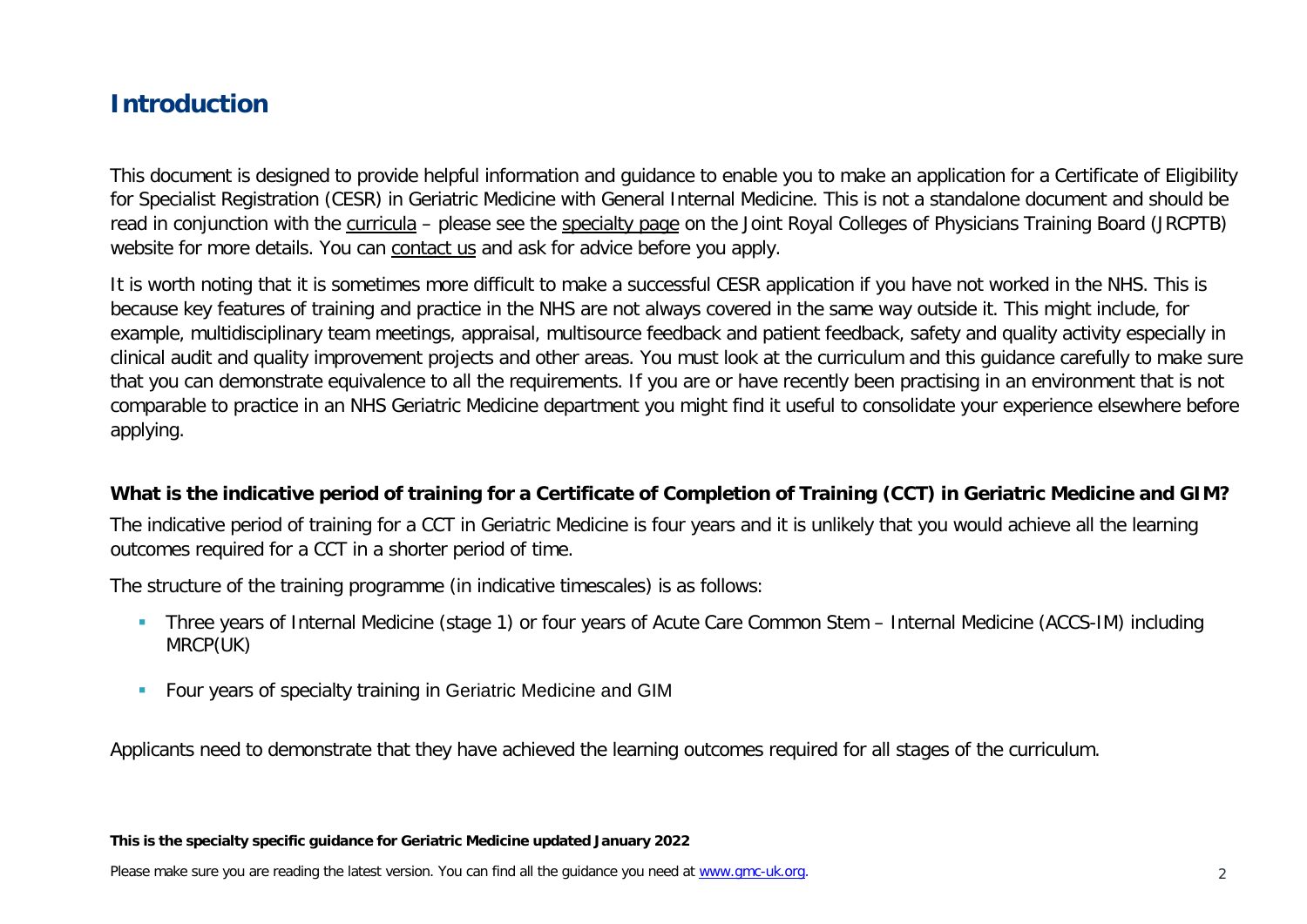# Introduction

This document is designed to provide helpful information and guidance to enable you to make an application for a Certificate of Eligibility for Specialist Registration (CESR) in Geriatric Medicine with General Internal Medicine. This is not a standalone document and should be read in conjunction with the curricula – please see the specialty page on the Joint Royal Colleges of Physicians Training Board (JRCPTB) website for more details. You can contact us and ask for advice before you apply.

It is worth noting that it is sometimes more difficult to make a successful CESR application if you have not worked in the NHS. This is because key features of training and practice in the NHS are not always covered in the same way outside it. This might include, for example, multidisciplinary team meetings, appraisal, multisource feedback and patient feedback, safety and quality activity especially in clinical audit and quality improvement projects and other areas. You must look at the curriculum and this guidance carefully to make sure that you can demonstrate equivalence to all the requirements. If you are or have recently been practising in an environment that is not comparable to practice in an NHS Geriatric Medicine department you might find it useful to consolidate your experience elsewhere before applying.

**What is the indicative period of training for a Certificate of Completion of Training (CCT) in Geriatric Medicine and GIM?**

The indicative period of training for a CCT in Geriatric Medicine is four years and it is unlikely that you would achieve all the learning outcomes required for a CCT in a shorter period of time.

The structure of the training programme (in indicative timescales) is as follows:

- Three years of Internal Medicine (stage 1) or four years of Acute Care Common Stem – Internal Medicine (ACCS-IM) including MRCP(UK)
- Four years of specialty training in Geriatric Medicine and GIM

Applicants need to demonstrate that they have achieved the learning outcomes required for all stages of the curriculum.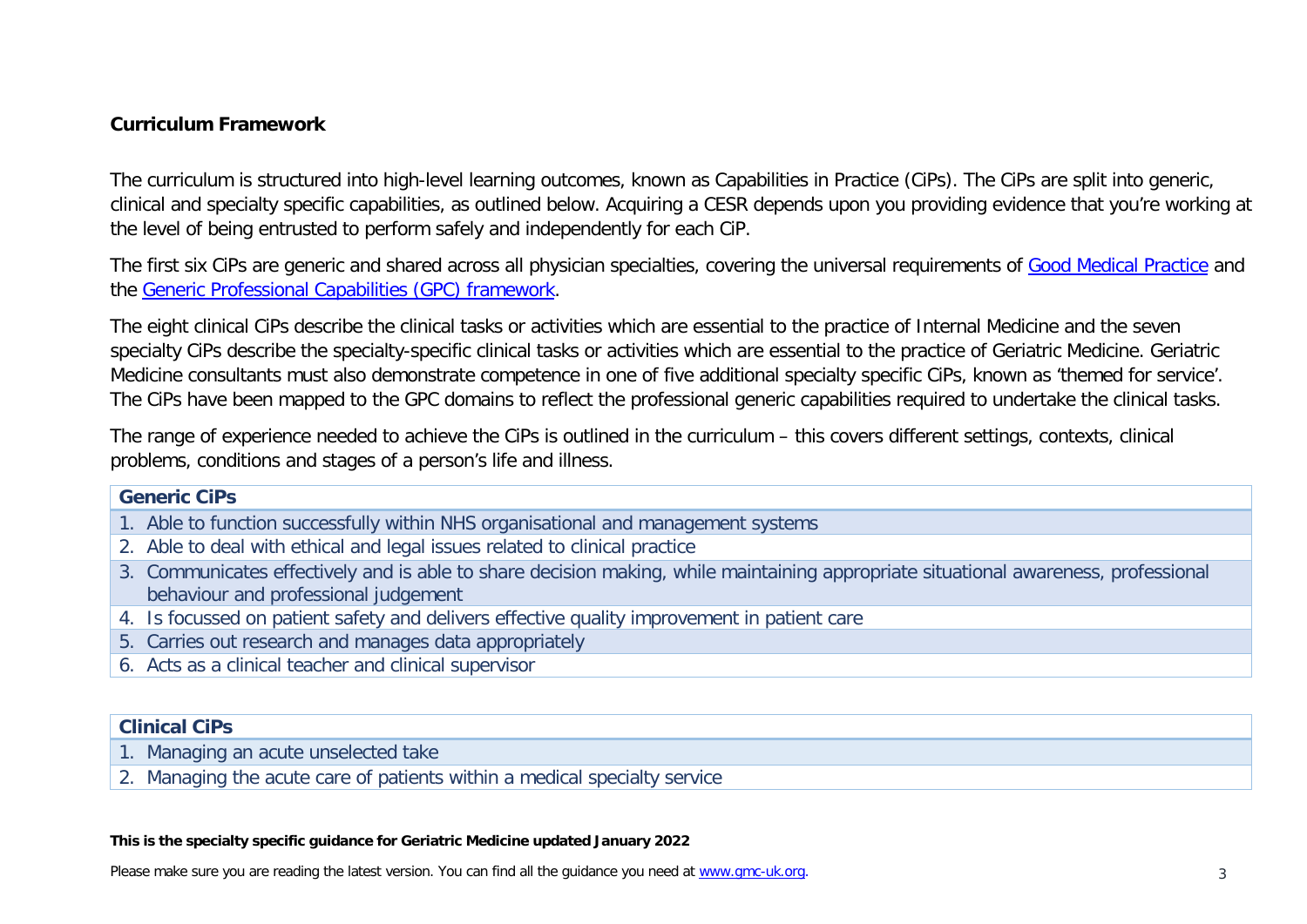## Curriculum Framework

The curriculum is structured into high-level learning outcomes, known as Capabilities in Practice (CiPs). The CiPs are split into generic, clinical and specialty specific capabilities, as outlined below. Acquiring a CESR depends upon you providing evidence that you're working at the level of being entrusted to perform safely and independently for each CiP.

The first six CiPs are generic and shared across all physician specialties, covering the universal requirements of [Good Medical Practice](https://www.gmc-uk.org) and the [Generic Professional Capabilities (GPC) framework](https://www.gmc-uk.org).

The eight clinical CiPs describe the clinical tasks or activities which are essential to the practice of Internal Medicine and the seven specialty CiPs describe the specialty-specific clinical tasks or activities which are essential to the practice of Geriatric Medicine. Geriatric Medicine consultants must also demonstrate competence in one of five additional specialty specific CiPs, known as 'themed for service'. The CiPs have been mapped to the GPC domains to reflect the professional generic capabilities required to undertake the clinical tasks.

The range of experience needed to achieve the CiPs is outlined in the curriculum – this covers different settings, contexts, clinical problems, conditions and stages of a person's life and illness.

| Generic CiPs |
|---|
| 1. Able to function successfully within NHS organisational and management systems |
| 2. Able to deal with ethical and legal issues related to clinical practice |
| 3. Communicates effectively and is able to share decision making, while maintaining appropriate situational awareness, professional behaviour and professional judgement |
| 4. Is focussed on patient safety and delivers effective quality improvement in patient care |
| 5. Carries out research and manages data appropriately |
| 6. Acts as a clinical teacher and clinical supervisor |

| Clinical CiPs |
|---|
| 1. Managing an acute unselected take |
| 2. Managing the acute care of patients within a medical specialty service |

**This is the specialty specific guidance for Geriatric Medicine updated January 2022**

Please make sure you are reading the latest version. You can find all the guidance you need at [www.gmc-uk.org](https://www.gmc-uk.org).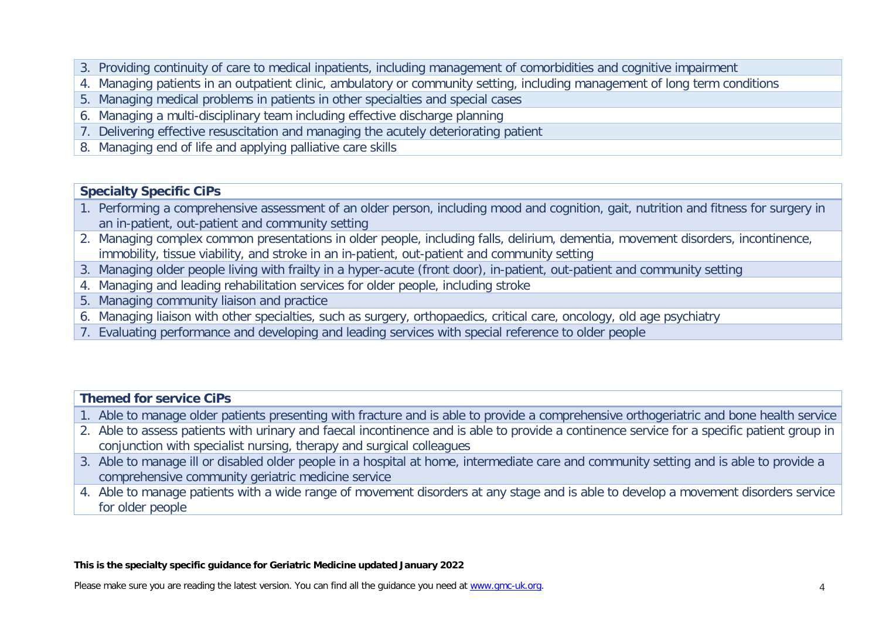| |
|---|
| 3. Providing continuity of care to medical inpatients, including management of comorbidities and cognitive impairment |
| 4. Managing patients in an outpatient clinic, ambulatory or community setting, including management of long term conditions |
| 5. Managing medical problems in patients in other specialties and special cases |
| 6. Managing a multi-disciplinary team including effective discharge planning |
| 7. Delivering effective resuscitation and managing the acutely deteriorating patient |
| 8. Managing end of life and applying palliative care skills |

| **Specialty Specific CiPs** |
|---|
| 1. Performing a comprehensive assessment of an older person, including mood and cognition, gait, nutrition and fitness for surgery in an in-patient, out-patient and community setting |
| 2. Managing complex common presentations in older people, including falls, delirium, dementia, movement disorders, incontinence, immobility, tissue viability, and stroke in an in-patient, out-patient and community setting |
| 3. Managing older people living with frailty in a hyper-acute (front door), in-patient, out-patient and community setting |
| 4. Managing and leading rehabilitation services for older people, including stroke |
| 5. Managing community liaison and practice |
| 6. Managing liaison with other specialties, such as surgery, orthopaedics, critical care, oncology, old age psychiatry |
| 7. Evaluating performance and developing and leading services with special reference to older people |

| **Themed for service CiPs** |
|---|
| 1. Able to manage older patients presenting with fracture and is able to provide a comprehensive orthogeriatric and bone health service |
| 2. Able to assess patients with urinary and faecal incontinence and is able to provide a continence service for a specific patient group in conjunction with specialist nursing, therapy and surgical colleagues |
| 3. Able to manage ill or disabled older people in a hospital at home, intermediate care and community setting and is able to provide a comprehensive community geriatric medicine service |
| 4. Able to manage patients with a wide range of movement disorders at any stage and is able to develop a movement disorders service for older people |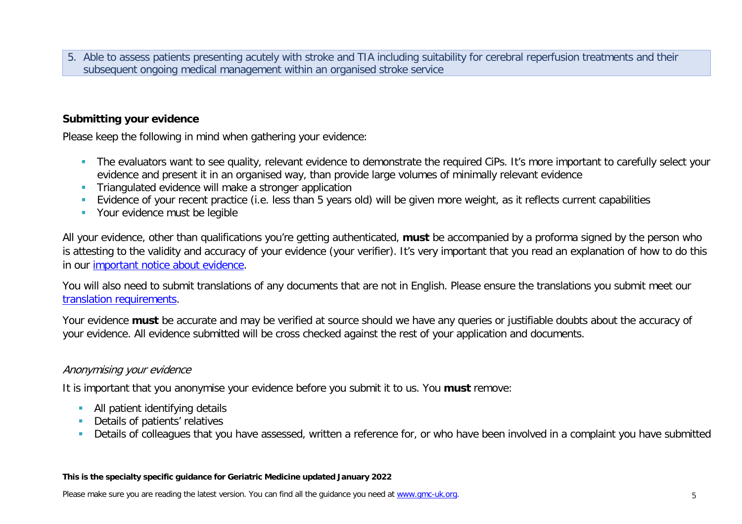5. Able to assess patients presenting acutely with stroke and TIA including suitability for cerebral reperfusion treatments and their subsequent ongoing medical management within an organised stroke service

**Submitting your evidence**

Please keep the following in mind when gathering your evidence:

- The evaluators want to see quality, relevant evidence to demonstrate the required CiPs. It's more important to carefully select your evidence and present it in an organised way, than provide large volumes of minimally relevant evidence
- Triangulated evidence will make a stronger application
- Evidence of your recent practice (i.e. less than 5 years old) will be given more weight, as it reflects current capabilities
- Your evidence must be legible

All your evidence, other than qualifications you're getting authenticated, **must** be accompanied by a proforma signed by the person who is attesting to the validity and accuracy of your evidence (your verifier). It's very important that you read an explanation of how to do this in our important notice about evidence.

You will also need to submit translations of any documents that are not in English. Please ensure the translations you submit meet our translation requirements.

Your evidence **must** be accurate and may be verified at source should we have any queries or justifiable doubts about the accuracy of your evidence. All evidence submitted will be cross checked against the rest of your application and documents.

*Anonymising your evidence*

It is important that you anonymise your evidence before you submit it to us. You **must** remove:

- All patient identifying details
- Details of patients' relatives
- Details of colleagues that you have assessed, written a reference for, or who have been involved in a complaint you have submitted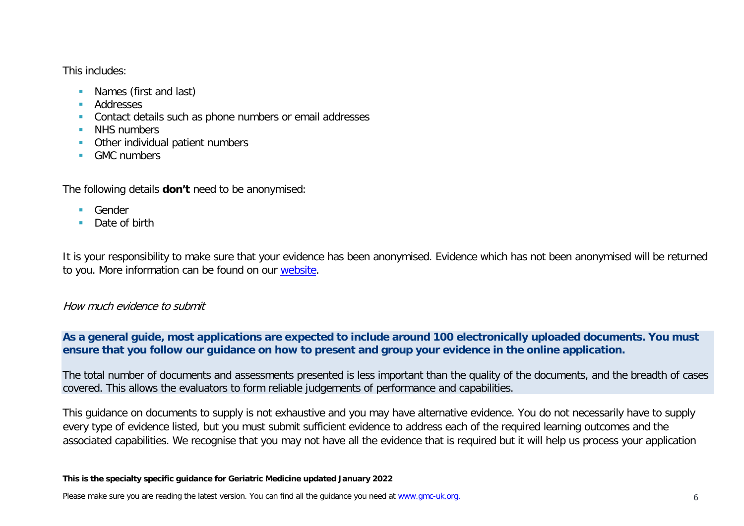This includes:

- Names (first and last)
- Addresses
- Contact details such as phone numbers or email addresses
- NHS numbers
- Other individual patient numbers
- GMC numbers

The following details **don't** need to be anonymised:

- Gender
- Date of birth

It is your responsibility to make sure that your evidence has been anonymised. Evidence which has not been anonymised will be returned to you. More information can be found on our [website](#).

*How much evidence to submit*

**As a general guide, most applications are expected to include around 100 electronically uploaded documents. You must ensure that you follow our guidance on how to present and group your evidence in the online application.**

The total number of documents and assessments presented is less important than the quality of the documents, and the breadth of cases covered. This allows the evaluators to form reliable judgements of performance and capabilities.

This guidance on documents to supply is not exhaustive and you may have alternative evidence. You do not necessarily have to supply every type of evidence listed, but you must submit sufficient evidence to address each of the required learning outcomes and the associated capabilities. We recognise that you may not have all the evidence that is required but it will help us process your application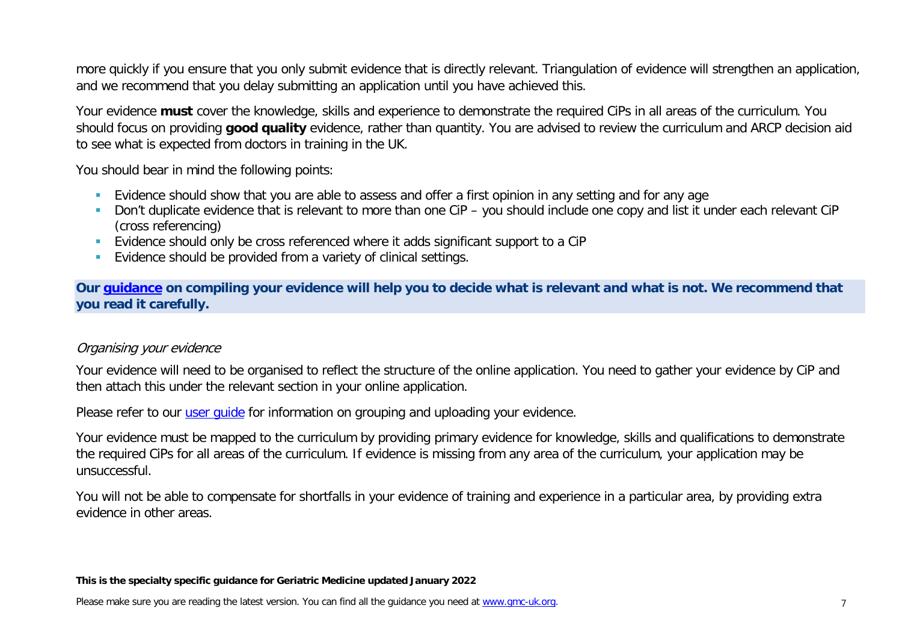more quickly if you ensure that you only submit evidence that is directly relevant. Triangulation of evidence will strengthen an application, and we recommend that you delay submitting an application until you have achieved this.

Your evidence **must** cover the knowledge, skills and experience to demonstrate the required CiPs in all areas of the curriculum. You should focus on providing **good quality** evidence, rather than quantity. You are advised to review the curriculum and ARCP decision aid to see what is expected from doctors in training in the UK.

You should bear in mind the following points:

- Evidence should show that you are able to assess and offer a first opinion in any setting and for any age
- Don't duplicate evidence that is relevant to more than one CiP – you should include one copy and list it under each relevant CiP (cross referencing)
- Evidence should only be cross referenced where it adds significant support to a CiP
- Evidence should be provided from a variety of clinical settings.

**Our guidance on compiling your evidence will help you to decide what is relevant and what is not. We recommend that you read it carefully.**

*Organising your evidence*

Your evidence will need to be organised to reflect the structure of the online application. You need to gather your evidence by CiP and then attach this under the relevant section in your online application.

Please refer to our user guide for information on grouping and uploading your evidence.

Your evidence must be mapped to the curriculum by providing primary evidence for knowledge, skills and qualifications to demonstrate the required CiPs for all areas of the curriculum. If evidence is missing from any area of the curriculum, your application may be unsuccessful.

You will not be able to compensate for shortfalls in your evidence of training and experience in a particular area, by providing extra evidence in other areas.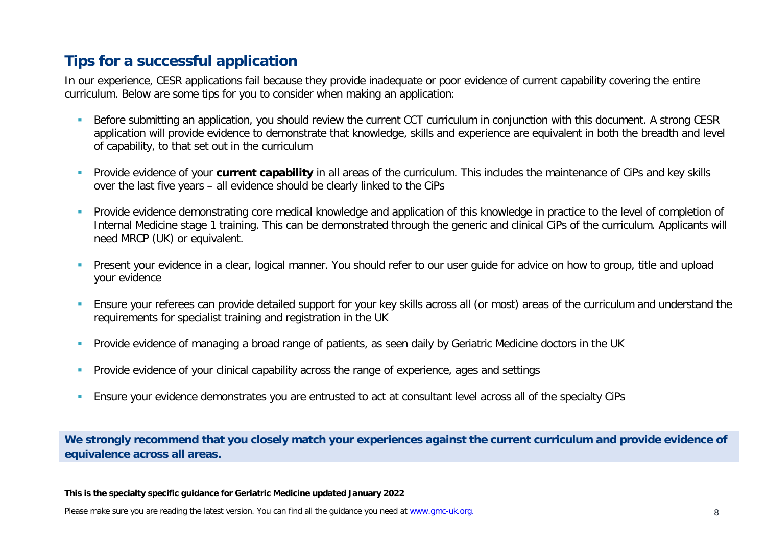## Tips for a successful application

In our experience, CESR applications fail because they provide inadequate or poor evidence of current capability covering the entire curriculum. Below are some tips for you to consider when making an application:

- Before submitting an application, you should review the current CCT curriculum in conjunction with this document. A strong CESR application will provide evidence to demonstrate that knowledge, skills and experience are equivalent in both the breadth and level of capability, to that set out in the curriculum
- Provide evidence of your **current capability** in all areas of the curriculum. This includes the maintenance of CiPs and key skills over the last five years – all evidence should be clearly linked to the CiPs
- Provide evidence demonstrating core medical knowledge and application of this knowledge in practice to the level of completion of Internal Medicine stage 1 training. This can be demonstrated through the generic and clinical CiPs of the curriculum. Applicants will need MRCP (UK) or equivalent.
- Present your evidence in a clear, logical manner. You should refer to our user guide for advice on how to group, title and upload your evidence
- Ensure your referees can provide detailed support for your key skills across all (or most) areas of the curriculum and understand the requirements for specialist training and registration in the UK
- Provide evidence of managing a broad range of patients, as seen daily by Geriatric Medicine doctors in the UK
- Provide evidence of your clinical capability across the range of experience, ages and settings
- Ensure your evidence demonstrates you are entrusted to act at consultant level across all of the specialty CiPs

**We strongly recommend that you closely match your experiences against the current curriculum and provide evidence of equivalence across all areas.**

**This is the specialty specific guidance for Geriatric Medicine updated January 2022**

Please make sure you are reading the latest version. You can find all the guidance you need at [www.gmc-uk.org](www.gmc-uk.org).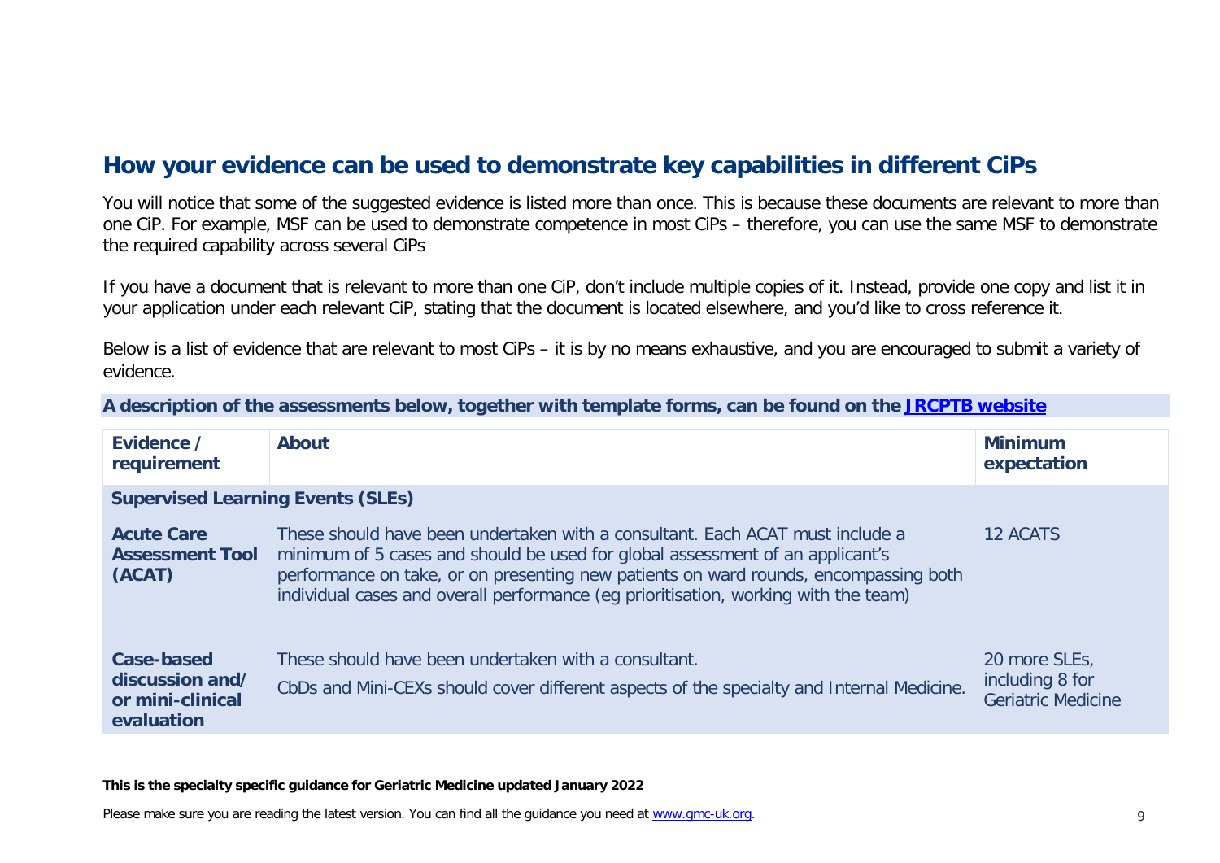## How your evidence can be used to demonstrate key capabilities in different CiPs

You will notice that some of the suggested evidence is listed more than once. This is because these documents are relevant to more than one CiP. For example, MSF can be used to demonstrate competence in most CiPs – therefore, you can use the same MSF to demonstrate the required capability across several CiPs

If you have a document that is relevant to more than one CiP, don't include multiple copies of it. Instead, provide one copy and list it in your application under each relevant CiP, stating that the document is located elsewhere, and you'd like to cross reference it.

Below is a list of evidence that are relevant to most CiPs – it is by no means exhaustive, and you are encouraged to submit a variety of evidence.

**A description of the assessments below, together with template forms, can be found on the [JRCPTB website](JRCPTB website)**

| Evidence / requirement | About | Minimum expectation |
|---|---|---|
| **Supervised Learning Events (SLEs)** | | |
| **Acute Care Assessment Tool (ACAT)** | These should have been undertaken with a consultant. Each ACAT must include a minimum of 5 cases and should be used for global assessment of an applicant's performance on take, or on presenting new patients on ward rounds, encompassing both individual cases and overall performance (eg prioritisation, working with the team) | 12 ACATS |
| **Case-based discussion and/ or mini-clinical evaluation** | These should have been undertaken with a consultant.<br>CbDs and Mini-CEXs should cover different aspects of the specialty and Internal Medicine. | 20 more SLEs, including 8 for Geriatric Medicine |

**This is the specialty specific guidance for Geriatric Medicine updated January 2022**

Please make sure you are reading the latest version. You can find all the guidance you need at [www.gmc-uk.org](www.gmc-uk.org).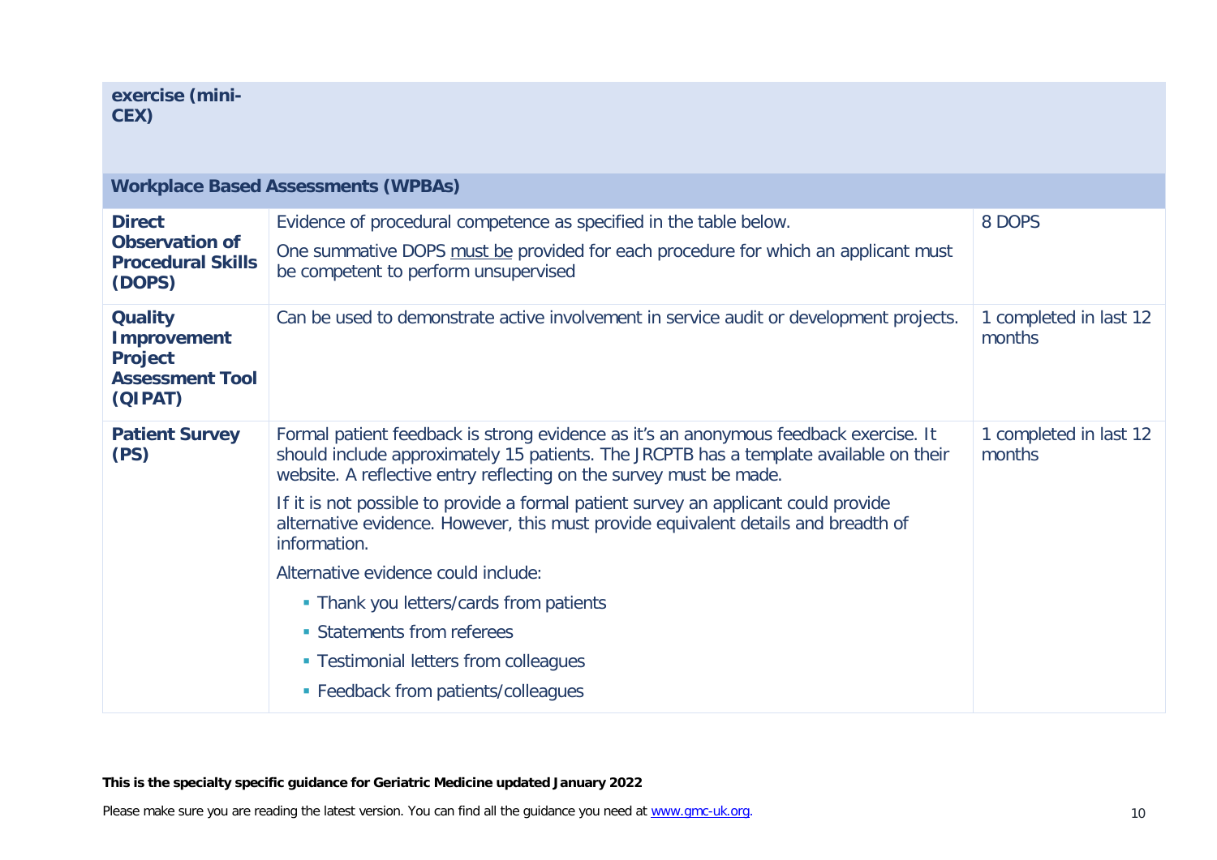| | | |
|---|---|---|
| **exercise (mini-CEX)** | | |
| **Workplace Based Assessments (WPBAs)** | | |
| **Direct Observation of Procedural Skills (DOPS)** | Evidence of procedural competence as specified in the table below.<br><br>One summative DOPS must be provided for each procedure for which an applicant must be competent to perform unsupervised | 8 DOPS |
| **Quality Improvement Project Assessment Tool (QIPAT)** | Can be used to demonstrate active involvement in service audit or development projects. | 1 completed in last 12 months |
| **Patient Survey (PS)** | Formal patient feedback is strong evidence as it's an anonymous feedback exercise. It should include approximately 15 patients. The JRCPTB has a template available on their website. A reflective entry reflecting on the survey must be made.<br><br>If it is not possible to provide a formal patient survey an applicant could provide alternative evidence. However, this must provide equivalent details and breadth of information.<br><br>Alternative evidence could include:<br><br>- Thank you letters/cards from patients<br>- Statements from referees<br>- Testimonial letters from colleagues<br>- Feedback from patients/colleagues | 1 completed in last 12 months |

**This is the specialty specific guidance for Geriatric Medicine updated January 2022**

Please make sure you are reading the latest version. You can find all the guidance you need at www.gmc-uk.org.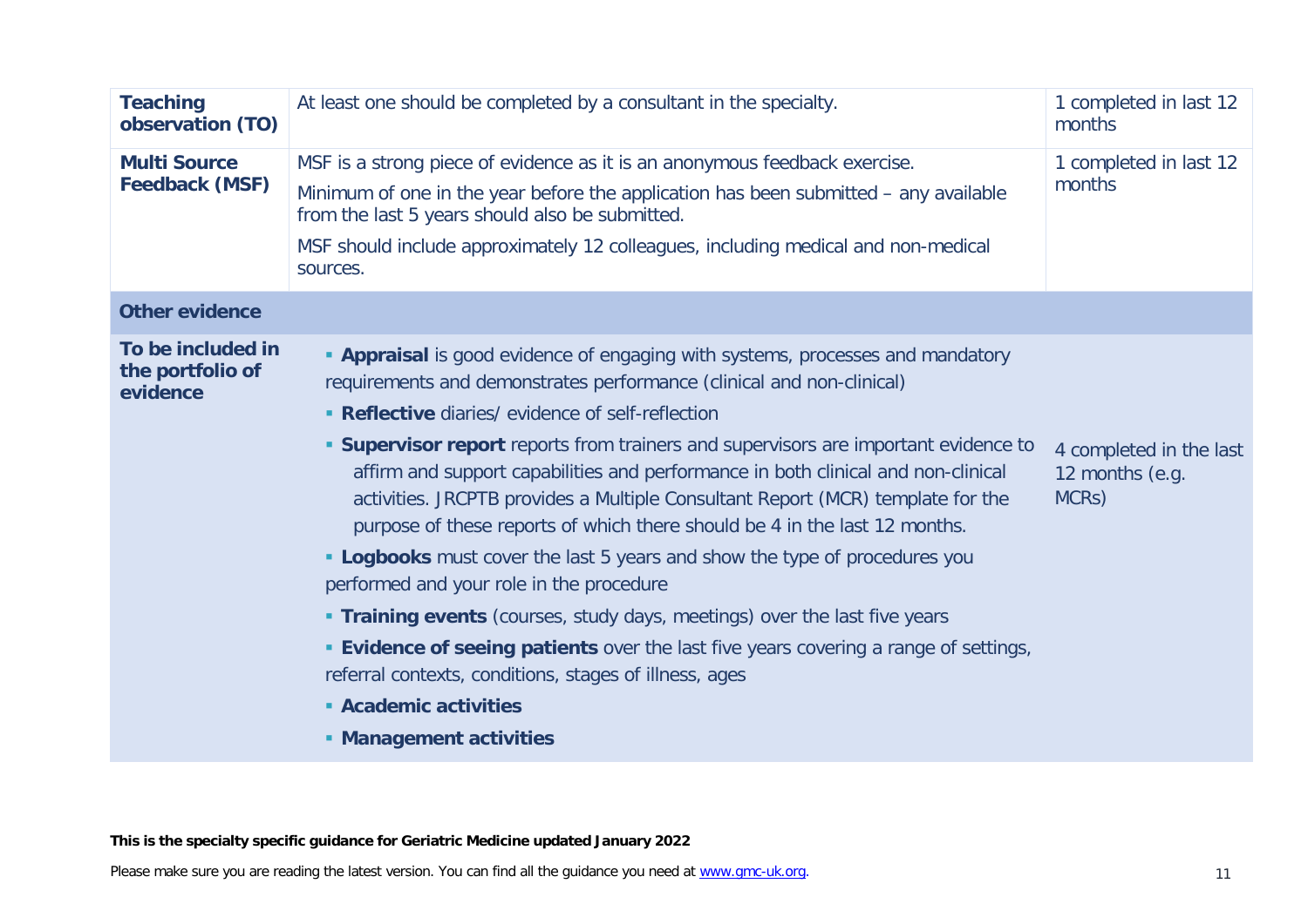| | | |
|---|---|---|
| **Teaching observation (TO)** | At least one should be completed by a consultant in the specialty. | 1 completed in last 12 months |
| **Multi Source Feedback (MSF)** | MSF is a strong piece of evidence as it is an anonymous feedback exercise.<br><br>Minimum of one in the year before the application has been submitted – any available from the last 5 years should also be submitted.<br><br>MSF should include approximately 12 colleagues, including medical and non-medical sources. | 1 completed in last 12 months |
| **Other evidence** | | |
| **To be included in the portfolio of evidence** | ▪ **Appraisal** is good evidence of engaging with systems, processes and mandatory requirements and demonstrates performance (clinical and non-clinical)<br>▪ **Reflective** diaries/ evidence of self-reflection<br>▪ **Supervisor report** reports from trainers and supervisors are important evidence to affirm and support capabilities and performance in both clinical and non-clinical activities. JRCPTB provides a Multiple Consultant Report (MCR) template for the purpose of these reports of which there should be 4 in the last 12 months.<br>▪ **Logbooks** must cover the last 5 years and show the type of procedures you performed and your role in the procedure<br>▪ **Training events** (courses, study days, meetings) over the last five years<br>▪ **Evidence of seeing patients** over the last five years covering a range of settings, referral contexts, conditions, stages of illness, ages<br>▪ **Academic activities**<br>▪ **Management activities** | 4 completed in the last 12 months (e.g. MCRs) |

**This is the specialty specific guidance for Geriatric Medicine updated January 2022**

Please make sure you are reading the latest version. You can find all the guidance you need at www.gmc-uk.org.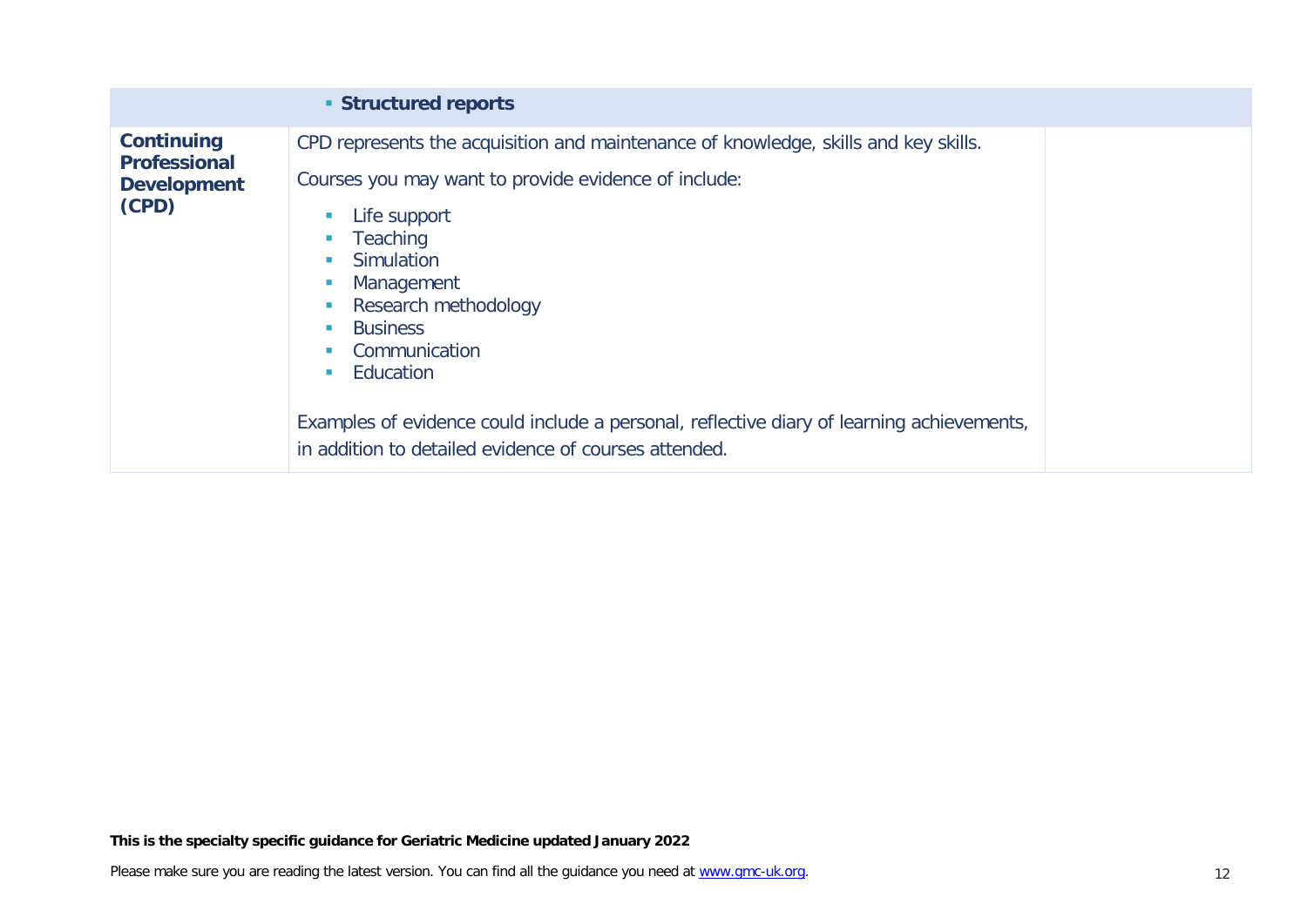|  |  |  |
|---|---|---|
|  | ▪ **Structured reports** |  |
| **Continuing Professional Development (CPD)** | CPD represents the acquisition and maintenance of knowledge, skills and key skills.<br><br>Courses you may want to provide evidence of include:<br><br>▪ Life support<br>▪ Teaching<br>▪ Simulation<br>▪ Management<br>▪ Research methodology<br>▪ Business<br>▪ Communication<br>▪ Education<br><br>Examples of evidence could include a personal, reflective diary of learning achievements, in addition to detailed evidence of courses attended. |  |

**This is the specialty specific guidance for Geriatric Medicine updated January 2022**

Please make sure you are reading the latest version. You can find all the guidance you need at www.gmc-uk.org.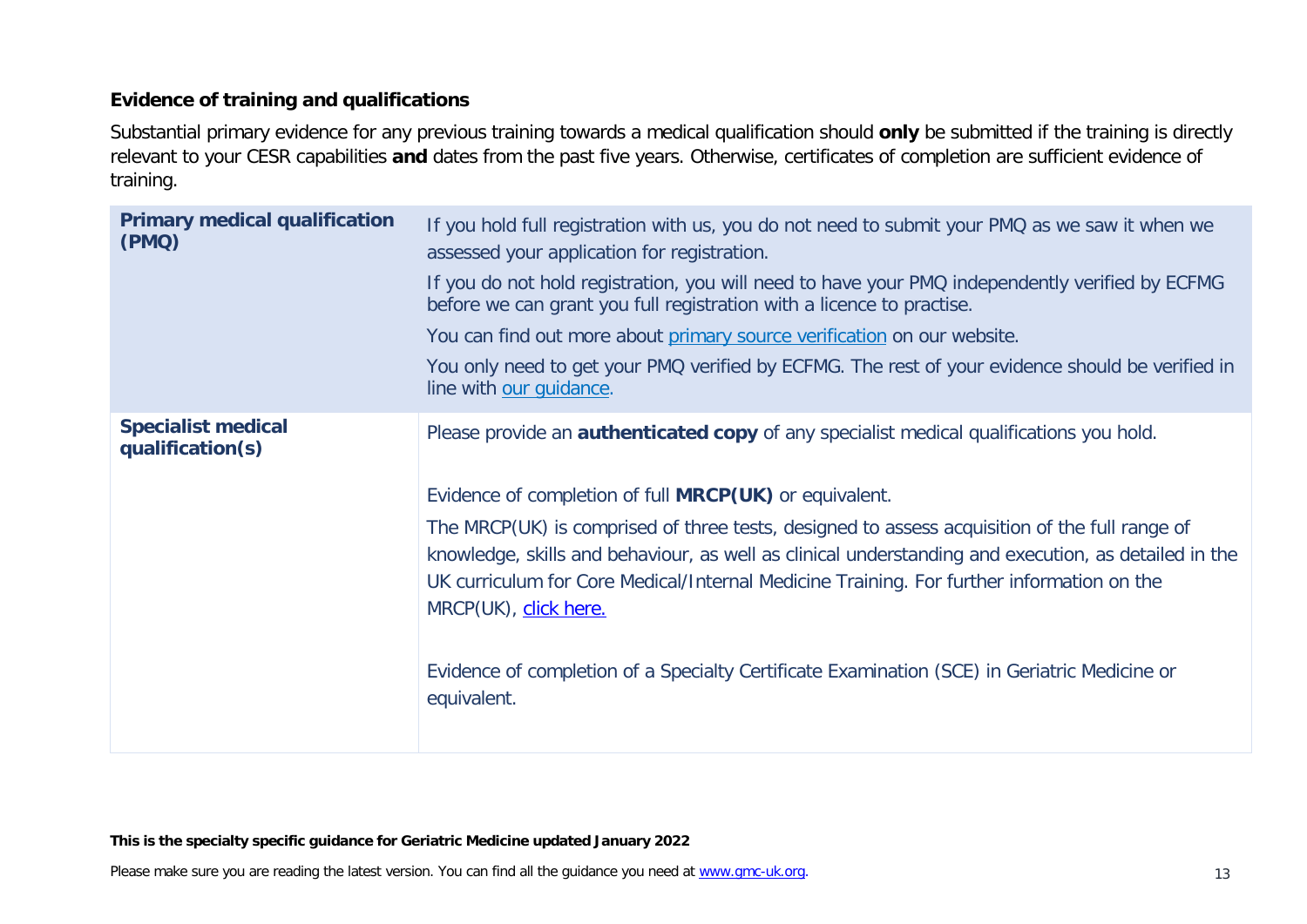**Evidence of training and qualifications**

Substantial primary evidence for any previous training towards a medical qualification should **only** be submitted if the training is directly relevant to your CESR capabilities **and** dates from the past five years. Otherwise, certificates of completion are sufficient evidence of training.

| | |
|---|---|
| **Primary medical qualification (PMQ)** | If you hold full registration with us, you do not need to submit your PMQ as we saw it when we assessed your application for registration.<br><br>If you do not hold registration, you will need to have your PMQ independently verified by ECFMG before we can grant you full registration with a licence to practise.<br><br>You can find out more about primary source verification on our website.<br><br>You only need to get your PMQ verified by ECFMG. The rest of your evidence should be verified in line with our guidance. |
| **Specialist medical qualification(s)** | Please provide an **authenticated copy** of any specialist medical qualifications you hold.<br><br>Evidence of completion of full **MRCP(UK)** or equivalent.<br><br>The MRCP(UK) is comprised of three tests, designed to assess acquisition of the full range of knowledge, skills and behaviour, as well as clinical understanding and execution, as detailed in the UK curriculum for Core Medical/Internal Medicine Training. For further information on the MRCP(UK), click here.<br><br>Evidence of completion of a Specialty Certificate Examination (SCE) in Geriatric Medicine or equivalent. |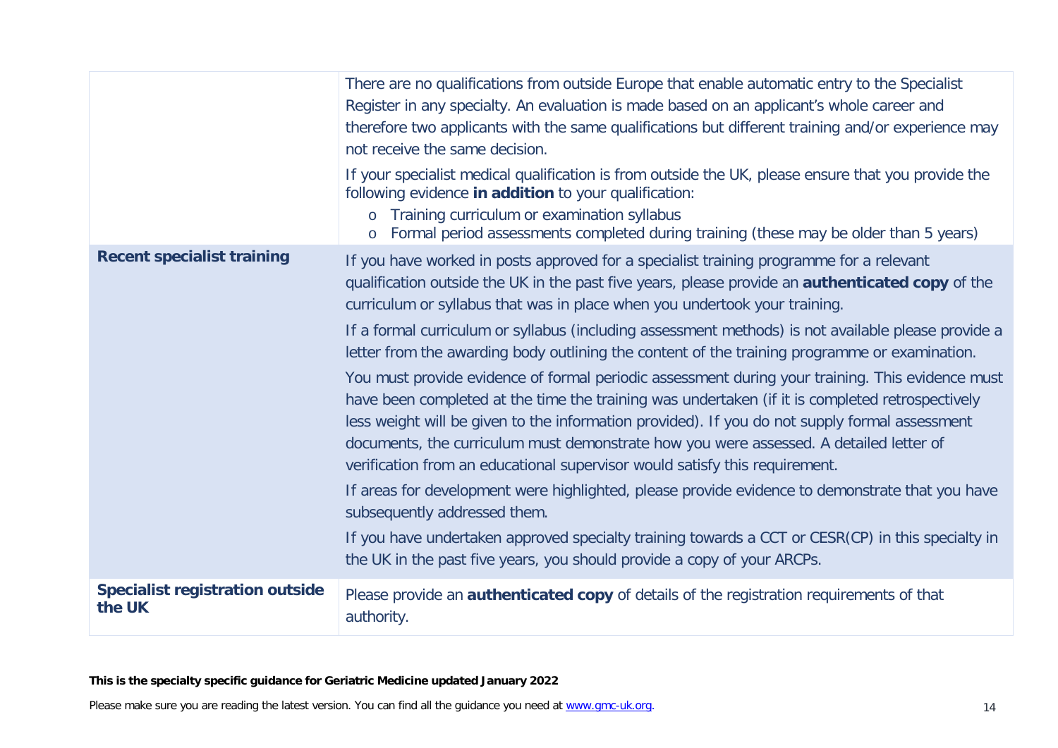| | |
|---|---|
| | There are no qualifications from outside Europe that enable automatic entry to the Specialist Register in any specialty. An evaluation is made based on an applicant's whole career and therefore two applicants with the same qualifications but different training and/or experience may not receive the same decision.<br><br>If your specialist medical qualification is from outside the UK, please ensure that you provide the following evidence **in addition** to your qualification:<br>o Training curriculum or examination syllabus<br>o Formal period assessments completed during training (these may be older than 5 years) |
| **Recent specialist training** | If you have worked in posts approved for a specialist training programme for a relevant qualification outside the UK in the past five years, please provide an **authenticated copy** of the curriculum or syllabus that was in place when you undertook your training.<br><br>If a formal curriculum or syllabus (including assessment methods) is not available please provide a letter from the awarding body outlining the content of the training programme or examination.<br><br>You must provide evidence of formal periodic assessment during your training. This evidence must have been completed at the time the training was undertaken (if it is completed retrospectively less weight will be given to the information provided). If you do not supply formal assessment documents, the curriculum must demonstrate how you were assessed. A detailed letter of verification from an educational supervisor would satisfy this requirement.<br><br>If areas for development were highlighted, please provide evidence to demonstrate that you have subsequently addressed them.<br><br>If you have undertaken approved specialty training towards a CCT or CESR(CP) in this specialty in the UK in the past five years, you should provide a copy of your ARCPs. |
| **Specialist registration outside the UK** | Please provide an **authenticated copy** of details of the registration requirements of that authority. |

**This is the specialty specific guidance for Geriatric Medicine updated January 2022**

Please make sure you are reading the latest version. You can find all the guidance you need at www.gmc-uk.org.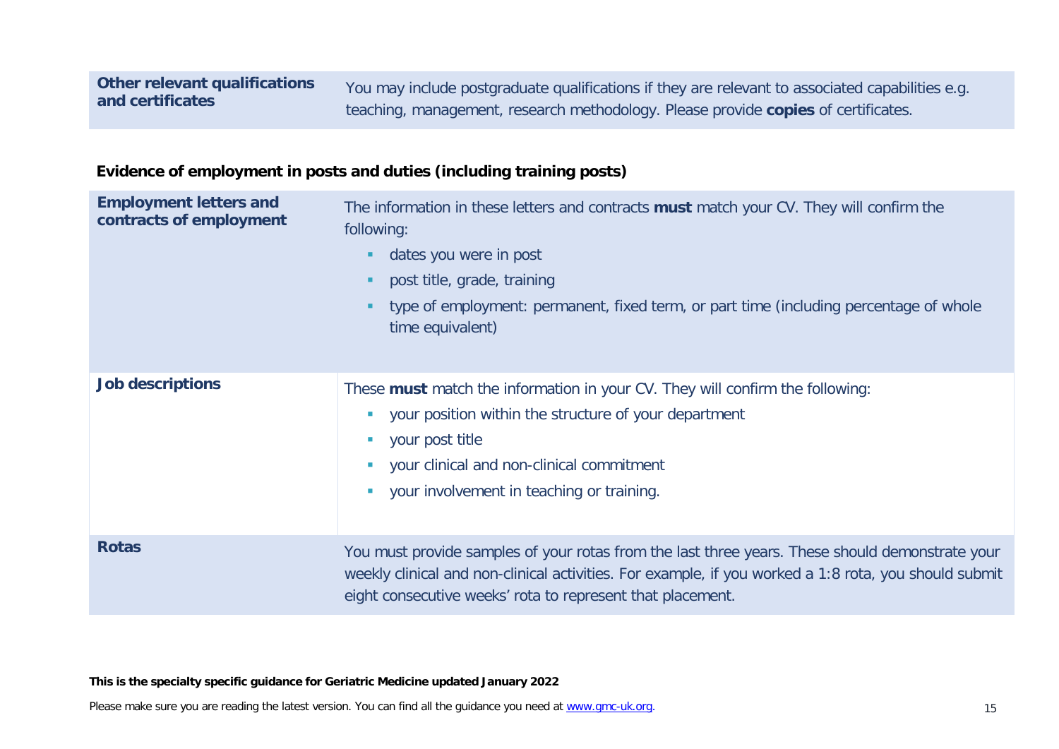| **Other relevant qualifications and certificates** | You may include postgraduate qualifications if they are relevant to associated capabilities e.g. teaching, management, research methodology. Please provide **copies** of certificates. |
|---|---|

**Evidence of employment in posts and duties (including training posts)**

| | |
|---|---|
| **Employment letters and contracts of employment** | The information in these letters and contracts **must** match your CV. They will confirm the following:<br>- dates you were in post<br>- post title, grade, training<br>- type of employment: permanent, fixed term, or part time (including percentage of whole time equivalent) |
| **Job descriptions** | These **must** match the information in your CV. They will confirm the following:<br>- your position within the structure of your department<br>- your post title<br>- your clinical and non-clinical commitment<br>- your involvement in teaching or training. |
| **Rotas** | You must provide samples of your rotas from the last three years. These should demonstrate your weekly clinical and non-clinical activities. For example, if you worked a 1:8 rota, you should submit eight consecutive weeks' rota to represent that placement. |

**This is the specialty specific guidance for Geriatric Medicine updated January 2022**

Please make sure you are reading the latest version. You can find all the guidance you need at www.gmc-uk.org.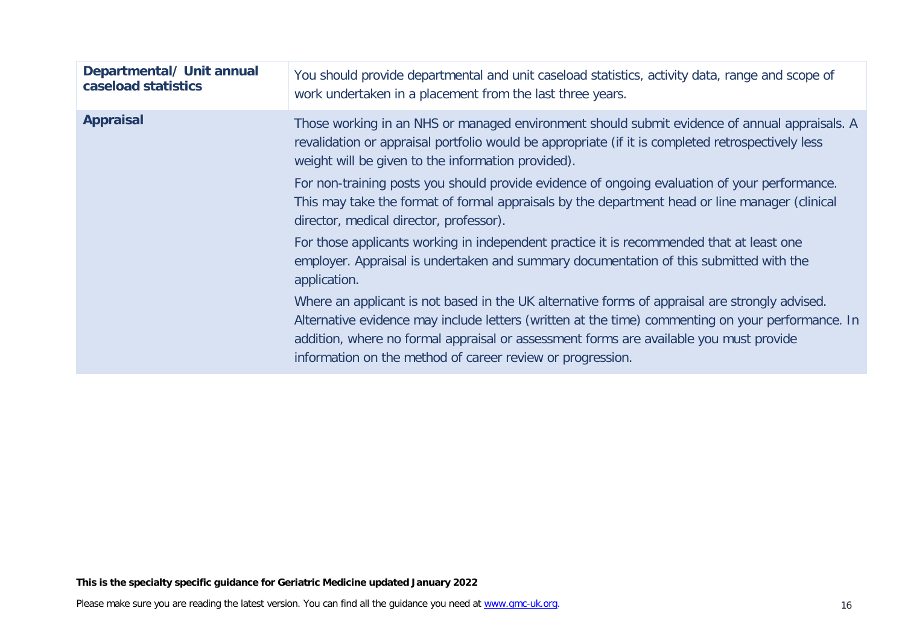| | |
|---|---|
| **Departmental/ Unit annual caseload statistics** | You should provide departmental and unit caseload statistics, activity data, range and scope of work undertaken in a placement from the last three years. |
| **Appraisal** | Those working in an NHS or managed environment should submit evidence of annual appraisals. A revalidation or appraisal portfolio would be appropriate (if it is completed retrospectively less weight will be given to the information provided).<br><br>For non-training posts you should provide evidence of ongoing evaluation of your performance. This may take the format of formal appraisals by the department head or line manager (clinical director, medical director, professor).<br><br>For those applicants working in independent practice it is recommended that at least one employer. Appraisal is undertaken and summary documentation of this submitted with the application.<br><br>Where an applicant is not based in the UK alternative forms of appraisal are strongly advised. Alternative evidence may include letters (written at the time) commenting on your performance. In addition, where no formal appraisal or assessment forms are available you must provide information on the method of career review or progression. |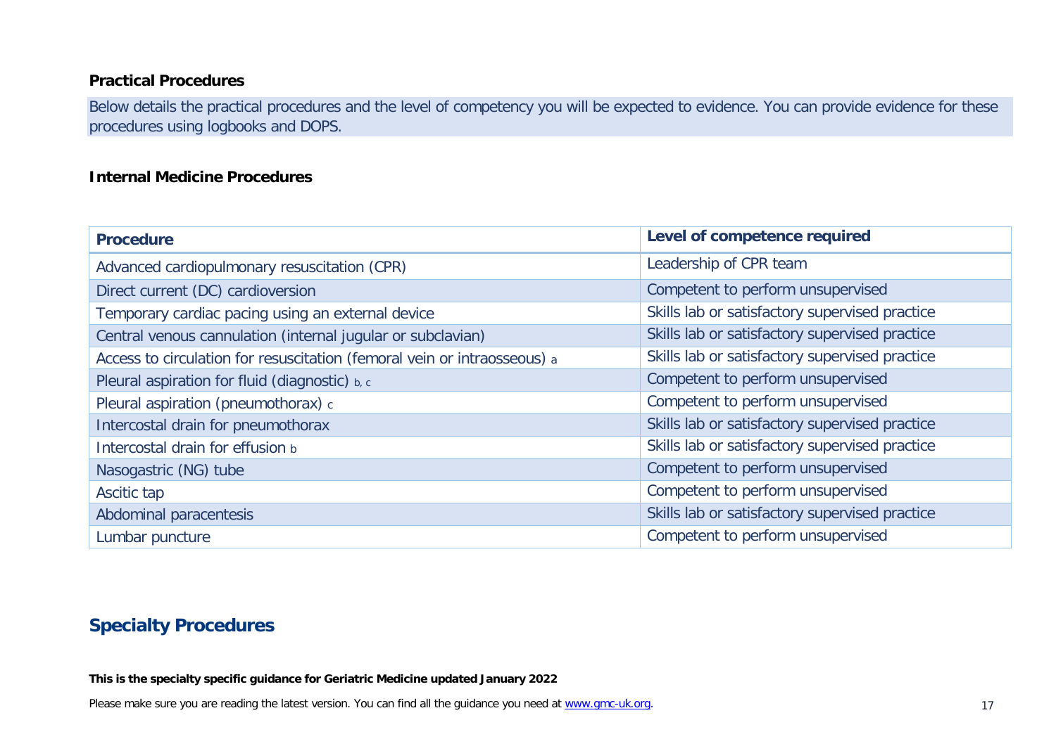### Practical Procedures

Below details the practical procedures and the level of competency you will be expected to evidence. You can provide evidence for these procedures using logbooks and DOPS.

### Internal Medicine Procedures

| Procedure | Level of competence required |
|---|---|
| Advanced cardiopulmonary resuscitation (CPR) | Leadership of CPR team |
| Direct current (DC) cardioversion | Competent to perform unsupervised |
| Temporary cardiac pacing using an external device | Skills lab or satisfactory supervised practice |
| Central venous cannulation (internal jugular or subclavian) | Skills lab or satisfactory supervised practice |
| Access to circulation for resuscitation (femoral vein or intraosseous) [a] | Skills lab or satisfactory supervised practice |
| Pleural aspiration for fluid (diagnostic) [b, c] | Competent to perform unsupervised |
| Pleural aspiration (pneumothorax) [c] | Competent to perform unsupervised |
| Intercostal drain for pneumothorax | Skills lab or satisfactory supervised practice |
| Intercostal drain for effusion [b] | Skills lab or satisfactory supervised practice |
| Nasogastric (NG) tube | Competent to perform unsupervised |
| Ascitic tap | Competent to perform unsupervised |
| Abdominal paracentesis | Skills lab or satisfactory supervised practice |
| Lumbar puncture | Competent to perform unsupervised |

## Specialty Procedures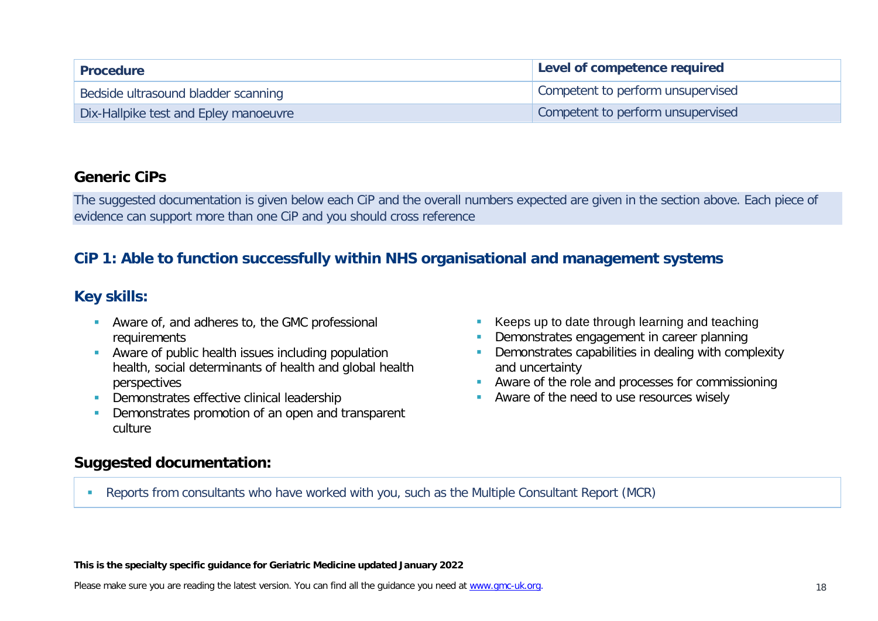| Procedure | Level of competence required |
| --- | --- |
| Bedside ultrasound bladder scanning | Competent to perform unsupervised |
| Dix-Hallpike test and Epley manoeuvre | Competent to perform unsupervised |

## Generic CiPs

The suggested documentation is given below each CiP and the overall numbers expected are given in the section above. Each piece of evidence can support more than one CiP and you should cross reference

### CiP 1: Able to function successfully within NHS organisational and management systems

### Key skills:

- Aware of, and adheres to, the GMC professional requirements
- Aware of public health issues including population health, social determinants of health and global health perspectives
- Demonstrates effective clinical leadership
- Demonstrates promotion of an open and transparent culture
- Keeps up to date through learning and teaching
- Demonstrates engagement in career planning
- Demonstrates capabilities in dealing with complexity and uncertainty
- Aware of the role and processes for commissioning
- Aware of the need to use resources wisely

### Suggested documentation:

- Reports from consultants who have worked with you, such as the Multiple Consultant Report (MCR)

**This is the specialty specific guidance for Geriatric Medicine updated January 2022**

Please make sure you are reading the latest version. You can find all the guidance you need at www.gmc-uk.org.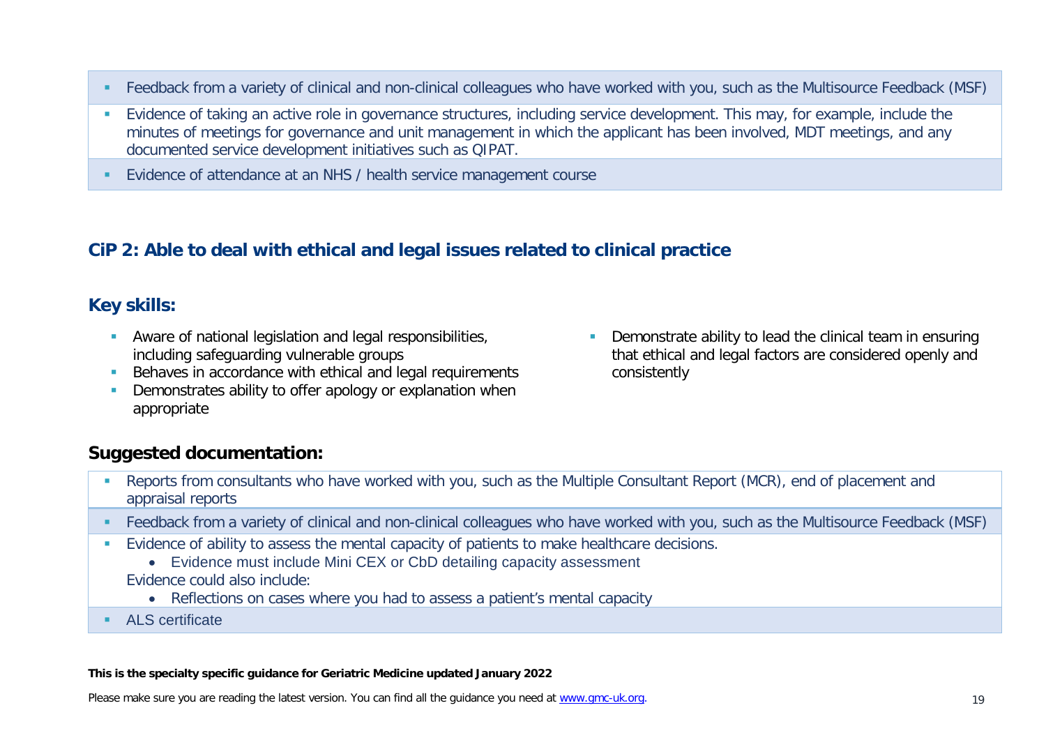- Feedback from a variety of clinical and non-clinical colleagues who have worked with you, such as the Multisource Feedback (MSF)
- Evidence of taking an active role in governance structures, including service development. This may, for example, include the minutes of meetings for governance and unit management in which the applicant has been involved, MDT meetings, and any documented service development initiatives such as QIPAT.
- Evidence of attendance at an NHS / health service management course

## CiP 2: Able to deal with ethical and legal issues related to clinical practice

### Key skills:

- Aware of national legislation and legal responsibilities, including safeguarding vulnerable groups
- Behaves in accordance with ethical and legal requirements
- Demonstrates ability to offer apology or explanation when appropriate
- Demonstrate ability to lead the clinical team in ensuring that ethical and legal factors are considered openly and consistently

### Suggested documentation:

- Reports from consultants who have worked with you, such as the Multiple Consultant Report (MCR), end of placement and appraisal reports
- Feedback from a variety of clinical and non-clinical colleagues who have worked with you, such as the Multisource Feedback (MSF)
- Evidence of ability to assess the mental capacity of patients to make healthcare decisions.
  - Evidence must include Mini CEX or CbD detailing capacity assessment

  Evidence could also include:
  - Reflections on cases where you had to assess a patient's mental capacity
- ALS certificate

**This is the specialty specific guidance for Geriatric Medicine updated January 2022**

Please make sure you are reading the latest version. You can find all the guidance you need at www.gmc-uk.org.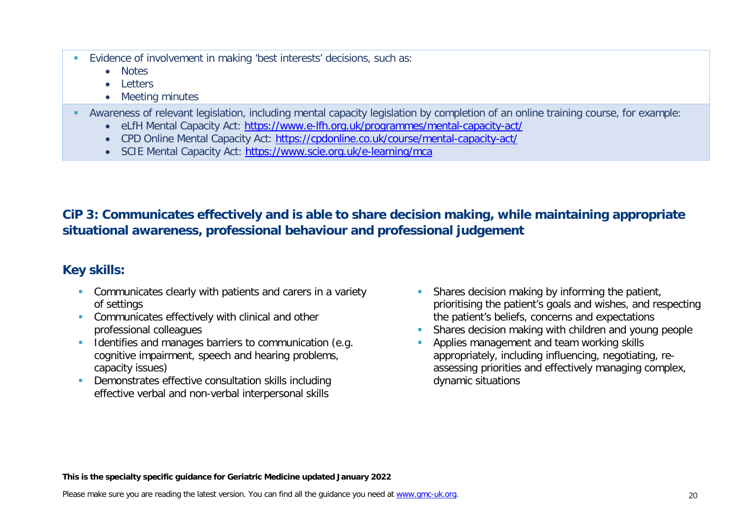- Evidence of involvement in making 'best interests' decisions, such as:
  - Notes
  - Letters
  - Meeting minutes
- Awareness of relevant legislation, including mental capacity legislation by completion of an online training course, for example:
  - eLfH Mental Capacity Act: https://www.e-lfh.org.uk/programmes/mental-capacity-act/
  - CPD Online Mental Capacity Act: https://cpdonline.co.uk/course/mental-capacity-act/
  - SCIE Mental Capacity Act: https://www.scie.org.uk/e-learning/mca

## CiP 3: Communicates effectively and is able to share decision making, while maintaining appropriate situational awareness, professional behaviour and professional judgement

### Key skills:

- Communicates clearly with patients and carers in a variety of settings
- Communicates effectively with clinical and other professional colleagues
- Identifies and manages barriers to communication (e.g. cognitive impairment, speech and hearing problems, capacity issues)
- Demonstrates effective consultation skills including effective verbal and non-verbal interpersonal skills
- Shares decision making by informing the patient, prioritising the patient's goals and wishes, and respecting the patient's beliefs, concerns and expectations
- Shares decision making with children and young people
- Applies management and team working skills appropriately, including influencing, negotiating, re-assessing priorities and effectively managing complex, dynamic situations

**This is the specialty specific guidance for Geriatric Medicine updated January 2022**

Please make sure you are reading the latest version. You can find all the guidance you need at www.gmc-uk.org.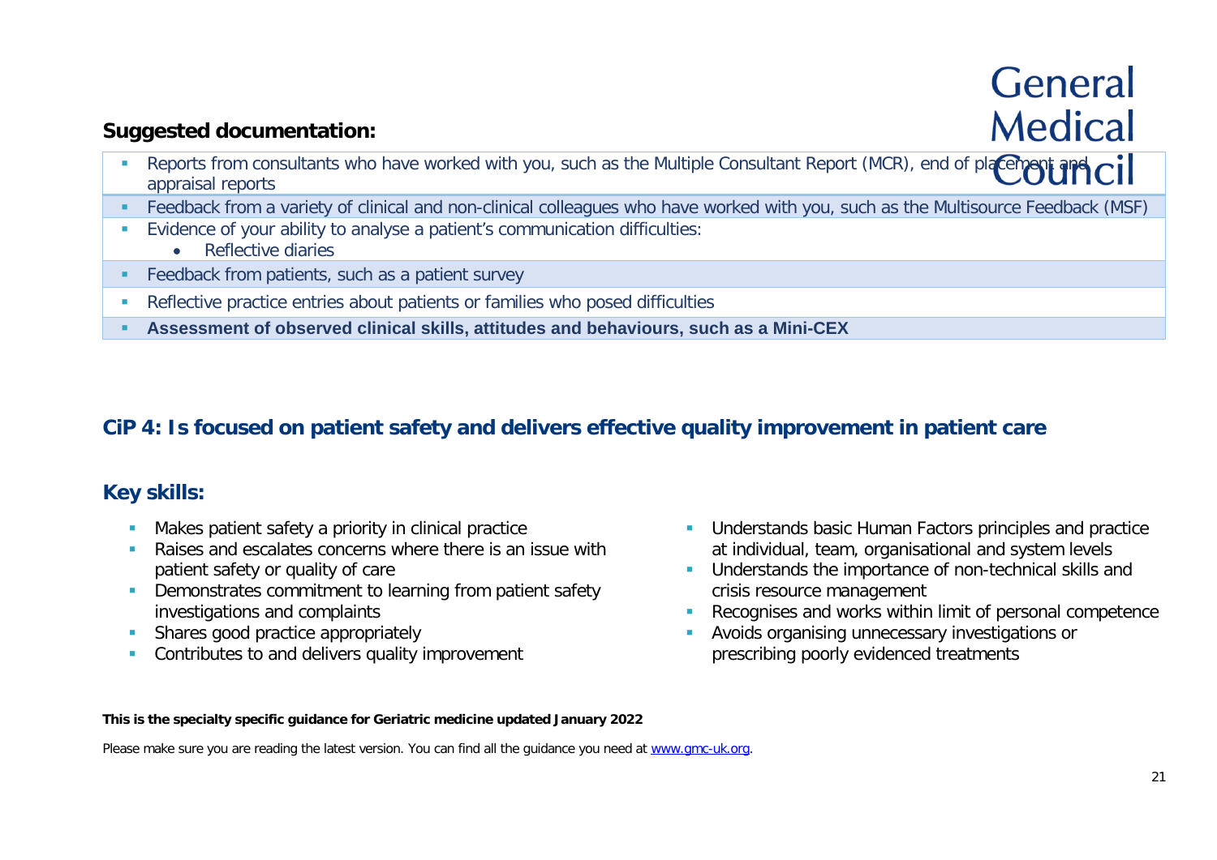## Suggested documentation:

- Reports from consultants who have worked with you, such as the Multiple Consultant Report (MCR), end of placement and appraisal reports
- Feedback from a variety of clinical and non-clinical colleagues who have worked with you, such as the Multisource Feedback (MSF)
- Evidence of your ability to analyse a patient's communication difficulties:
  - Reflective diaries
- Feedback from patients, such as a patient survey
- Reflective practice entries about patients or families who posed difficulties
- **Assessment of observed clinical skills, attitudes and behaviours, such as a Mini-CEX**

## CiP 4: Is focused on patient safety and delivers effective quality improvement in patient care

## Key skills:

- Makes patient safety a priority in clinical practice
- Raises and escalates concerns where there is an issue with patient safety or quality of care
- Demonstrates commitment to learning from patient safety investigations and complaints
- Shares good practice appropriately
- Contributes to and delivers quality improvement
- Understands basic Human Factors principles and practice at individual, team, organisational and system levels
- Understands the importance of non-technical skills and crisis resource management
- Recognises and works within limit of personal competence
- Avoids organising unnecessary investigations or prescribing poorly evidenced treatments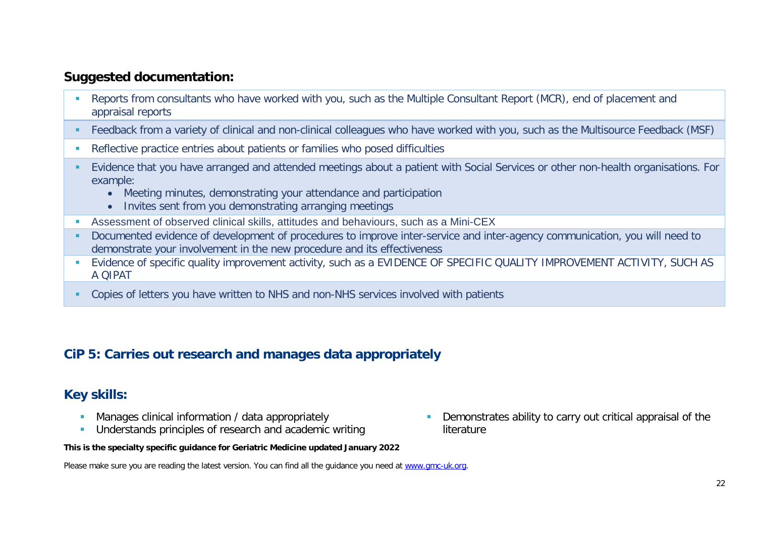## Suggested documentation:

- Reports from consultants who have worked with you, such as the Multiple Consultant Report (MCR), end of placement and appraisal reports
- Feedback from a variety of clinical and non-clinical colleagues who have worked with you, such as the Multisource Feedback (MSF)
- Reflective practice entries about patients or families who posed difficulties
- Evidence that you have arranged and attended meetings about a patient with Social Services or other non-health organisations. For example:
  - Meeting minutes, demonstrating your attendance and participation
  - Invites sent from you demonstrating arranging meetings
- Assessment of observed clinical skills, attitudes and behaviours, such as a Mini-CEX
- Documented evidence of development of procedures to improve inter-service and inter-agency communication, you will need to demonstrate your involvement in the new procedure and its effectiveness
- Evidence of specific quality improvement activity, such as a EVIDENCE OF SPECIFIC QUALITY IMPROVEMENT ACTIVITY, SUCH AS A QIPAT
- Copies of letters you have written to NHS and non-NHS services involved with patients

## CiP 5: Carries out research and manages data appropriately

## Key skills:

- Manages clinical information / data appropriately
- Understands principles of research and academic writing
- Demonstrates ability to carry out critical appraisal of the literature

**This is the specialty specific guidance for Geriatric Medicine updated January 2022**

Please make sure you are reading the latest version. You can find all the guidance you need at www.gmc-uk.org.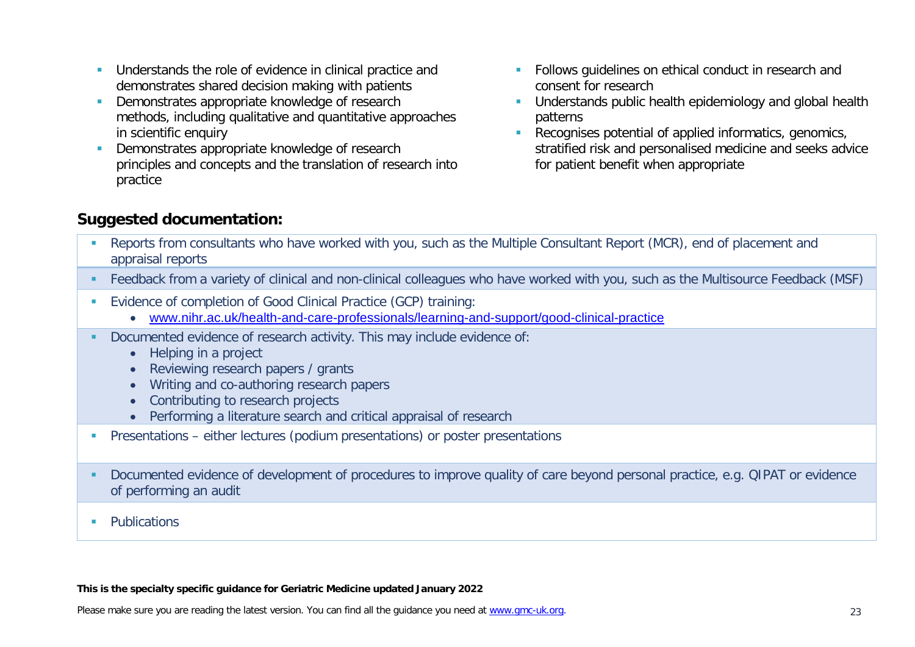- Understands the role of evidence in clinical practice and demonstrates shared decision making with patients
- Demonstrates appropriate knowledge of research methods, including qualitative and quantitative approaches in scientific enquiry
- Demonstrates appropriate knowledge of research principles and concepts and the translation of research into practice
- Follows guidelines on ethical conduct in research and consent for research
- Understands public health epidemiology and global health patterns
- Recognises potential of applied informatics, genomics, stratified risk and personalised medicine and seeks advice for patient benefit when appropriate

## Suggested documentation:

- Reports from consultants who have worked with you, such as the Multiple Consultant Report (MCR), end of placement and appraisal reports
- Feedback from a variety of clinical and non-clinical colleagues who have worked with you, such as the Multisource Feedback (MSF)
- Evidence of completion of Good Clinical Practice (GCP) training:
  - www.nihr.ac.uk/health-and-care-professionals/learning-and-support/good-clinical-practice
- Documented evidence of research activity. This may include evidence of:
  - Helping in a project
  - Reviewing research papers / grants
  - Writing and co-authoring research papers
  - Contributing to research projects
  - Performing a literature search and critical appraisal of research
- Presentations – either lectures (podium presentations) or poster presentations
- Documented evidence of development of procedures to improve quality of care beyond personal practice, e.g. QIPAT or evidence of performing an audit
- Publications

**This is the specialty specific guidance for Geriatric Medicine updated January 2022**

Please make sure you are reading the latest version. You can find all the guidance you need at www.gmc-uk.org.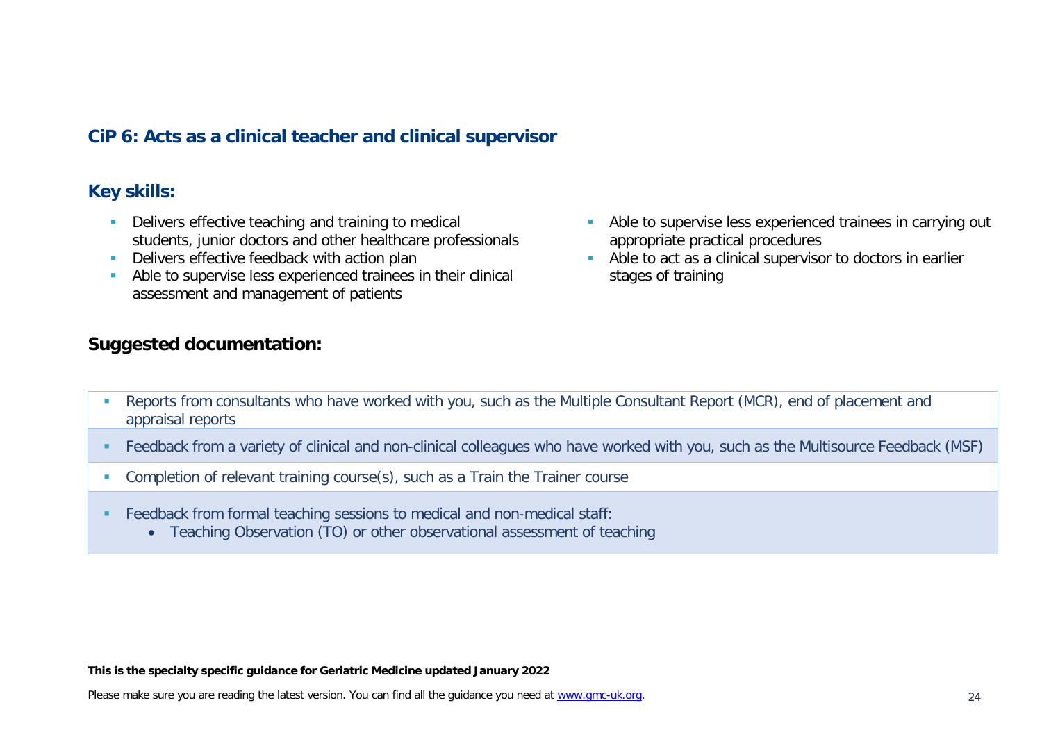## CiP 6: Acts as a clinical teacher and clinical supervisor

### Key skills:

- Delivers effective teaching and training to medical students, junior doctors and other healthcare professionals
- Delivers effective feedback with action plan
- Able to supervise less experienced trainees in their clinical assessment and management of patients
- Able to supervise less experienced trainees in carrying out appropriate practical procedures
- Able to act as a clinical supervisor to doctors in earlier stages of training

### Suggested documentation:

- Reports from consultants who have worked with you, such as the Multiple Consultant Report (MCR), end of placement and appraisal reports
- Feedback from a variety of clinical and non-clinical colleagues who have worked with you, such as the Multisource Feedback (MSF)
- Completion of relevant training course(s), such as a Train the Trainer course
- Feedback from formal teaching sessions to medical and non-medical staff:
  - Teaching Observation (TO) or other observational assessment of teaching

**This is the specialty specific guidance for Geriatric Medicine updated January 2022**

Please make sure you are reading the latest version. You can find all the guidance you need at www.gmc-uk.org.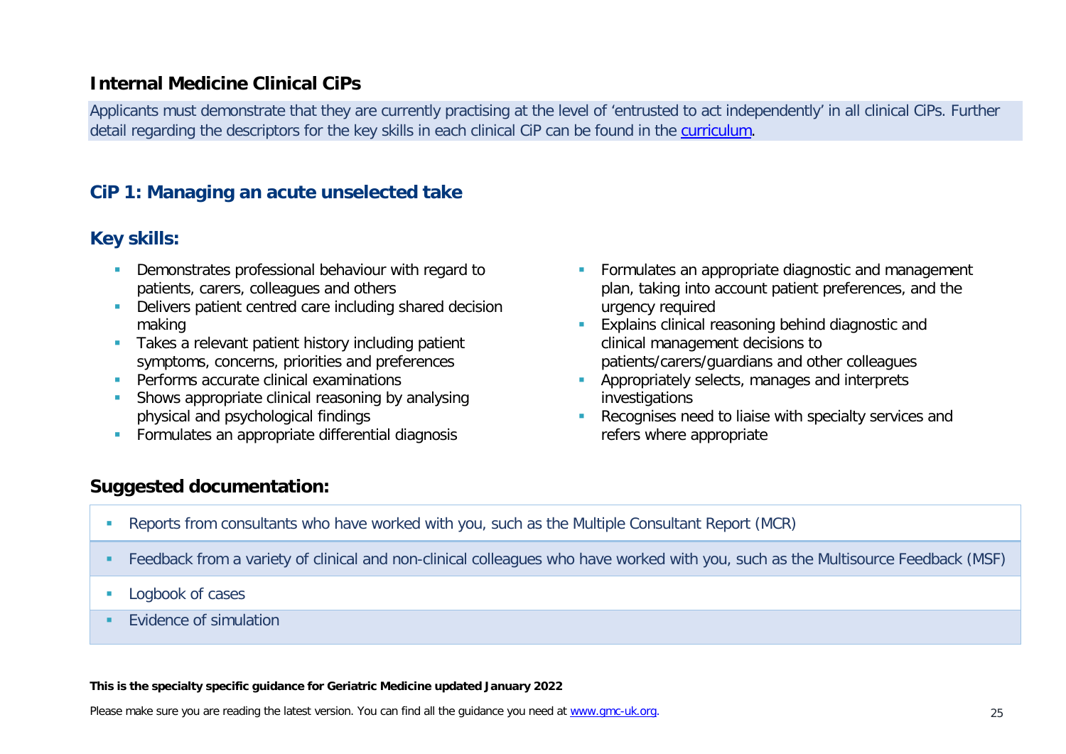## Internal Medicine Clinical CiPs

Applicants must demonstrate that they are currently practising at the level of 'entrusted to act independently' in all clinical CiPs. Further detail regarding the descriptors for the key skills in each clinical CiP can be found in the [curriculum](curriculum).

### CiP 1: Managing an acute unselected take

### Key skills:

- Demonstrates professional behaviour with regard to patients, carers, colleagues and others
- Delivers patient centred care including shared decision making
- Takes a relevant patient history including patient symptoms, concerns, priorities and preferences
- Performs accurate clinical examinations
- Shows appropriate clinical reasoning by analysing physical and psychological findings
- Formulates an appropriate differential diagnosis
- Formulates an appropriate diagnostic and management plan, taking into account patient preferences, and the urgency required
- Explains clinical reasoning behind diagnostic and clinical management decisions to patients/carers/guardians and other colleagues
- Appropriately selects, manages and interprets investigations
- Recognises need to liaise with specialty services and refers where appropriate

### Suggested documentation:

- Reports from consultants who have worked with you, such as the Multiple Consultant Report (MCR)
- Feedback from a variety of clinical and non-clinical colleagues who have worked with you, such as the Multisource Feedback (MSF)
- Logbook of cases
- Evidence of simulation

**This is the specialty specific guidance for Geriatric Medicine updated January 2022**

Please make sure you are reading the latest version. You can find all the guidance you need at [www.gmc-uk.org](www.gmc-uk.org).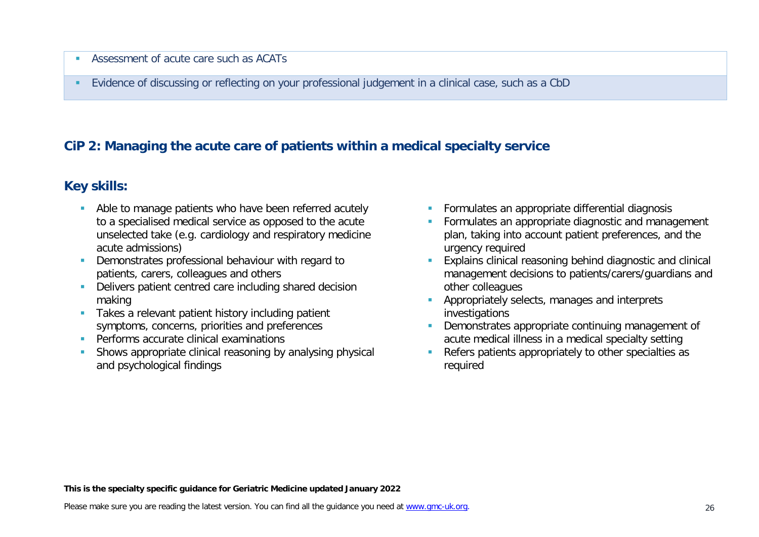- Assessment of acute care such as ACATs
- Evidence of discussing or reflecting on your professional judgement in a clinical case, such as a CbD

## CiP 2: Managing the acute care of patients within a medical specialty service

### Key skills:

- Able to manage patients who have been referred acutely to a specialised medical service as opposed to the acute unselected take (e.g. cardiology and respiratory medicine acute admissions)
- Demonstrates professional behaviour with regard to patients, carers, colleagues and others
- Delivers patient centred care including shared decision making
- Takes a relevant patient history including patient symptoms, concerns, priorities and preferences
- Performs accurate clinical examinations
- Shows appropriate clinical reasoning by analysing physical and psychological findings
- Formulates an appropriate differential diagnosis
- Formulates an appropriate diagnostic and management plan, taking into account patient preferences, and the urgency required
- Explains clinical reasoning behind diagnostic and clinical management decisions to patients/carers/guardians and other colleagues
- Appropriately selects, manages and interprets investigations
- Demonstrates appropriate continuing management of acute medical illness in a medical specialty setting
- Refers patients appropriately to other specialties as required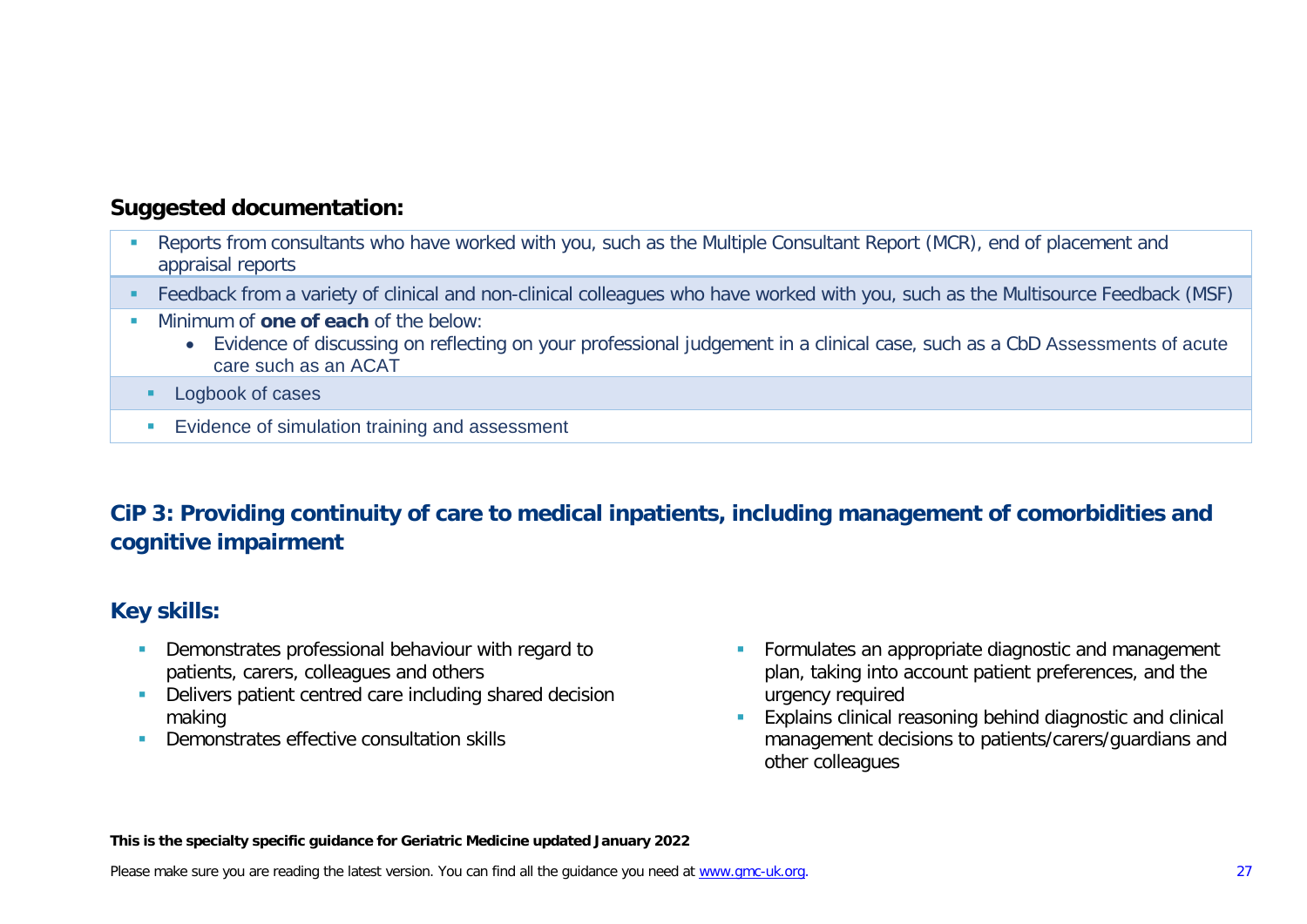**Suggested documentation:**

- Reports from consultants who have worked with you, such as the Multiple Consultant Report (MCR), end of placement and appraisal reports
- Feedback from a variety of clinical and non-clinical colleagues who have worked with you, such as the Multisource Feedback (MSF)
- Minimum of **one of each** of the below:
  - Evidence of discussing on reflecting on your professional judgement in a clinical case, such as a CbD Assessments of acute care such as an ACAT
  - Logbook of cases
  - Evidence of simulation training and assessment

## CiP 3: Providing continuity of care to medical inpatients, including management of comorbidities and cognitive impairment

### Key skills:

- Demonstrates professional behaviour with regard to patients, carers, colleagues and others
- Delivers patient centred care including shared decision making
- Demonstrates effective consultation skills
- Formulates an appropriate diagnostic and management plan, taking into account patient preferences, and the urgency required
- Explains clinical reasoning behind diagnostic and clinical management decisions to patients/carers/guardians and other colleagues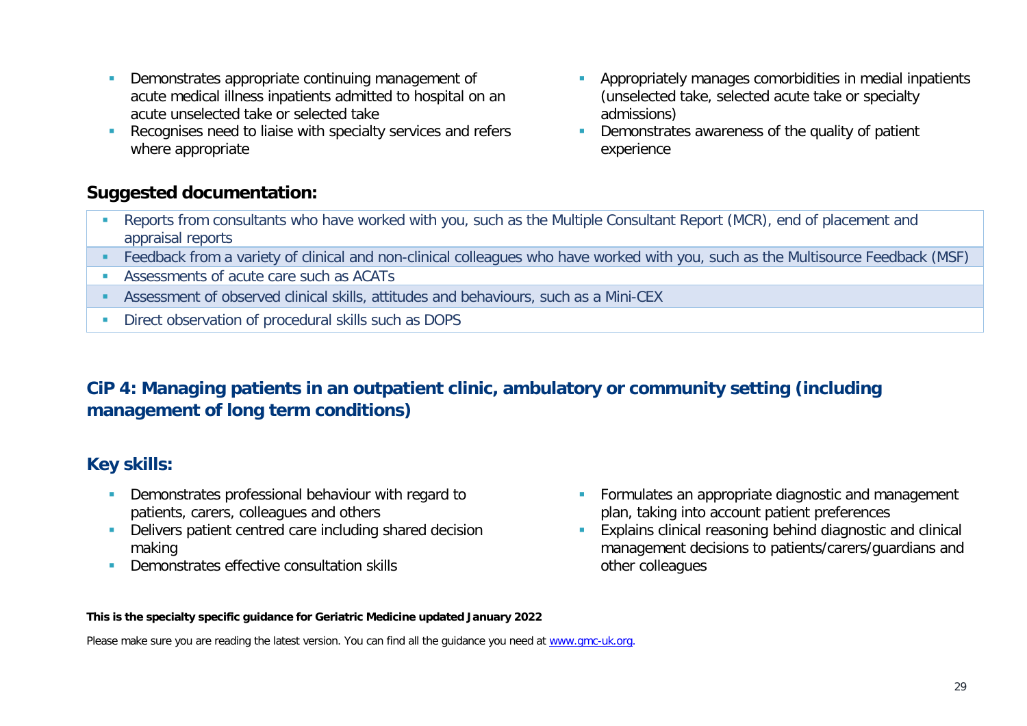- Demonstrates appropriate continuing management of acute medical illness inpatients admitted to hospital on an acute unselected take or selected take
- Recognises need to liaise with specialty services and refers where appropriate
- Appropriately manages comorbidities in medial inpatients (unselected take, selected acute take or specialty admissions)
- Demonstrates awareness of the quality of patient experience

### Suggested documentation:

- Reports from consultants who have worked with you, such as the Multiple Consultant Report (MCR), end of placement and appraisal reports
- Feedback from a variety of clinical and non-clinical colleagues who have worked with you, such as the Multisource Feedback (MSF)
- Assessments of acute care such as ACATs
- Assessment of observed clinical skills, attitudes and behaviours, such as a Mini-CEX
- Direct observation of procedural skills such as DOPS

## CiP 4: Managing patients in an outpatient clinic, ambulatory or community setting (including management of long term conditions)

### Key skills:

- Demonstrates professional behaviour with regard to patients, carers, colleagues and others
- Delivers patient centred care including shared decision making
- Demonstrates effective consultation skills
- Formulates an appropriate diagnostic and management plan, taking into account patient preferences
- Explains clinical reasoning behind diagnostic and clinical management decisions to patients/carers/guardians and other colleagues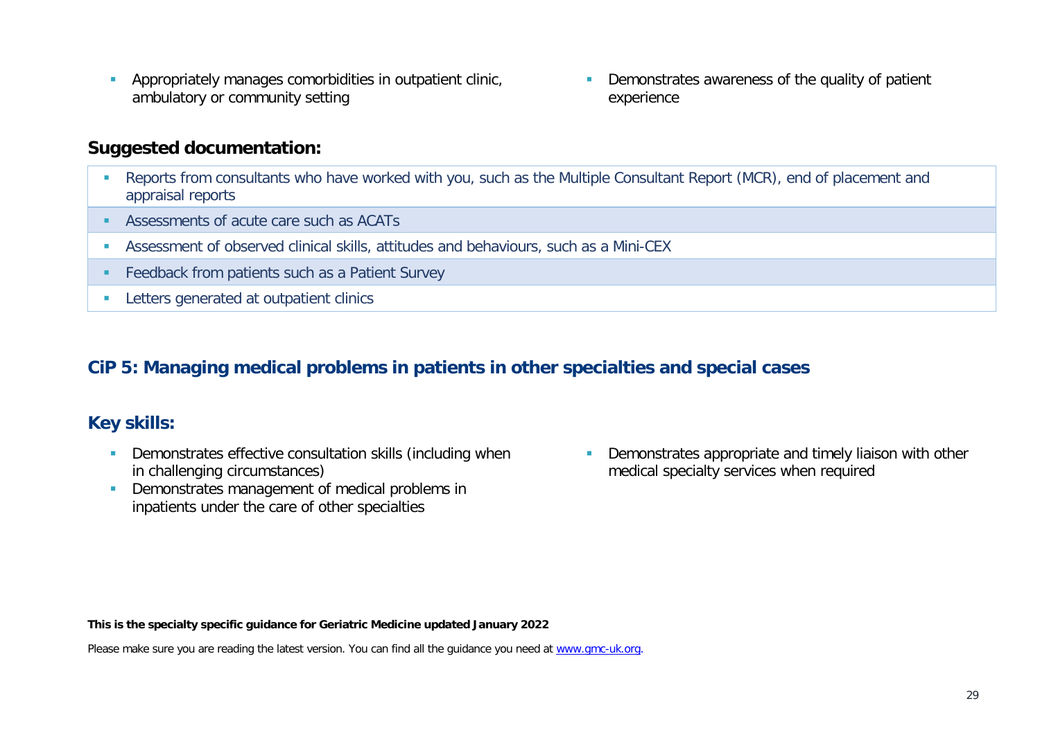- Appropriately manages comorbidities in outpatient clinic, ambulatory or community setting
- Demonstrates awareness of the quality of patient experience

### Suggested documentation:

- Reports from consultants who have worked with you, such as the Multiple Consultant Report (MCR), end of placement and appraisal reports
- Assessments of acute care such as ACATs
- Assessment of observed clinical skills, attitudes and behaviours, such as a Mini-CEX
- Feedback from patients such as a Patient Survey
- Letters generated at outpatient clinics

## CiP 5: Managing medical problems in patients in other specialties and special cases

### Key skills:

- Demonstrates effective consultation skills (including when in challenging circumstances)
- Demonstrates management of medical problems in inpatients under the care of other specialties
- Demonstrates appropriate and timely liaison with other medical specialty services when required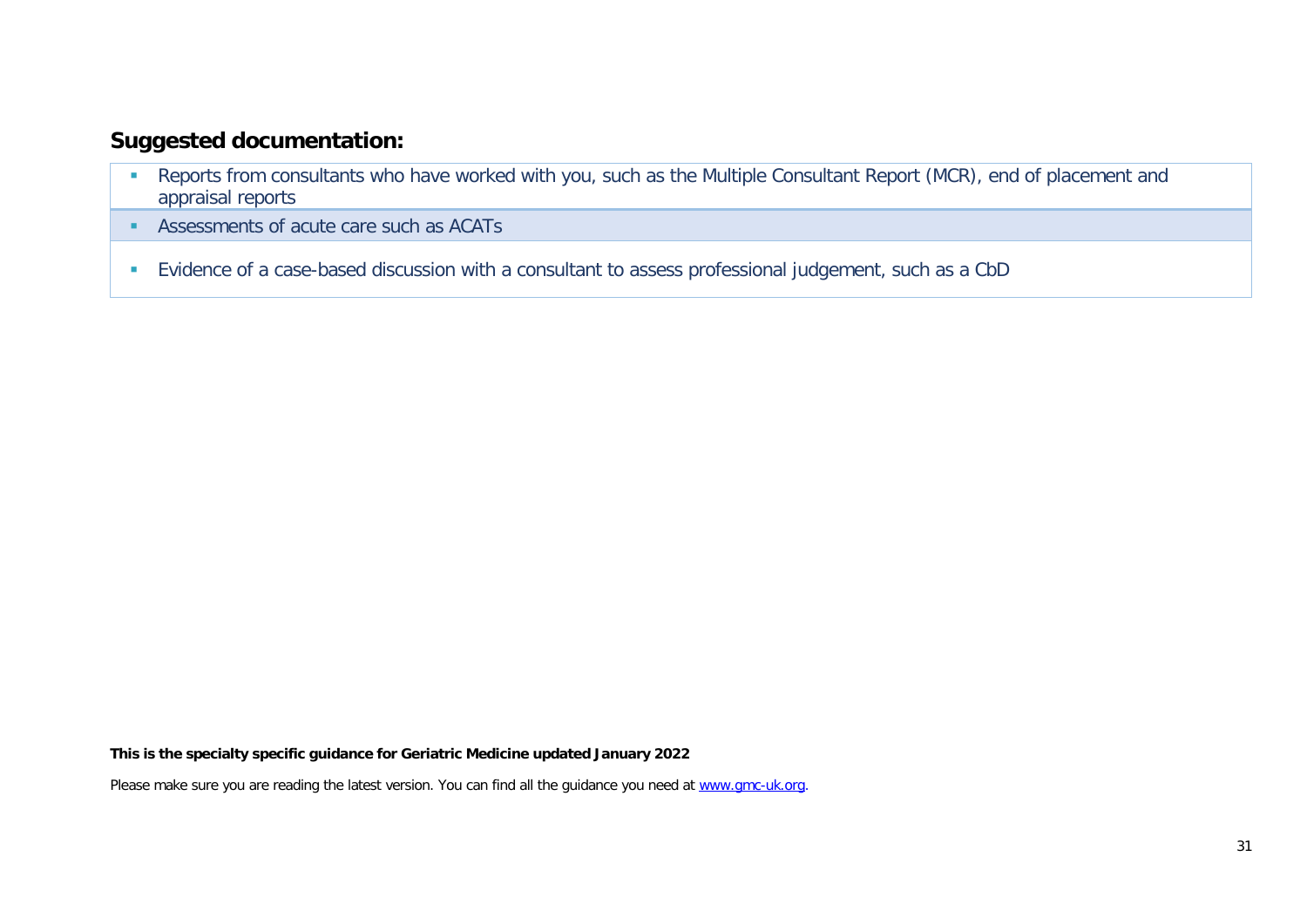## Suggested documentation:

- Reports from consultants who have worked with you, such as the Multiple Consultant Report (MCR), end of placement and appraisal reports
- Assessments of acute care such as ACATs
- Evidence of a case-based discussion with a consultant to assess professional judgement, such as a CbD

**This is the specialty specific guidance for Geriatric Medicine updated January 2022**

Please make sure you are reading the latest version. You can find all the guidance you need at [www.gmc-uk.org](www.gmc-uk.org).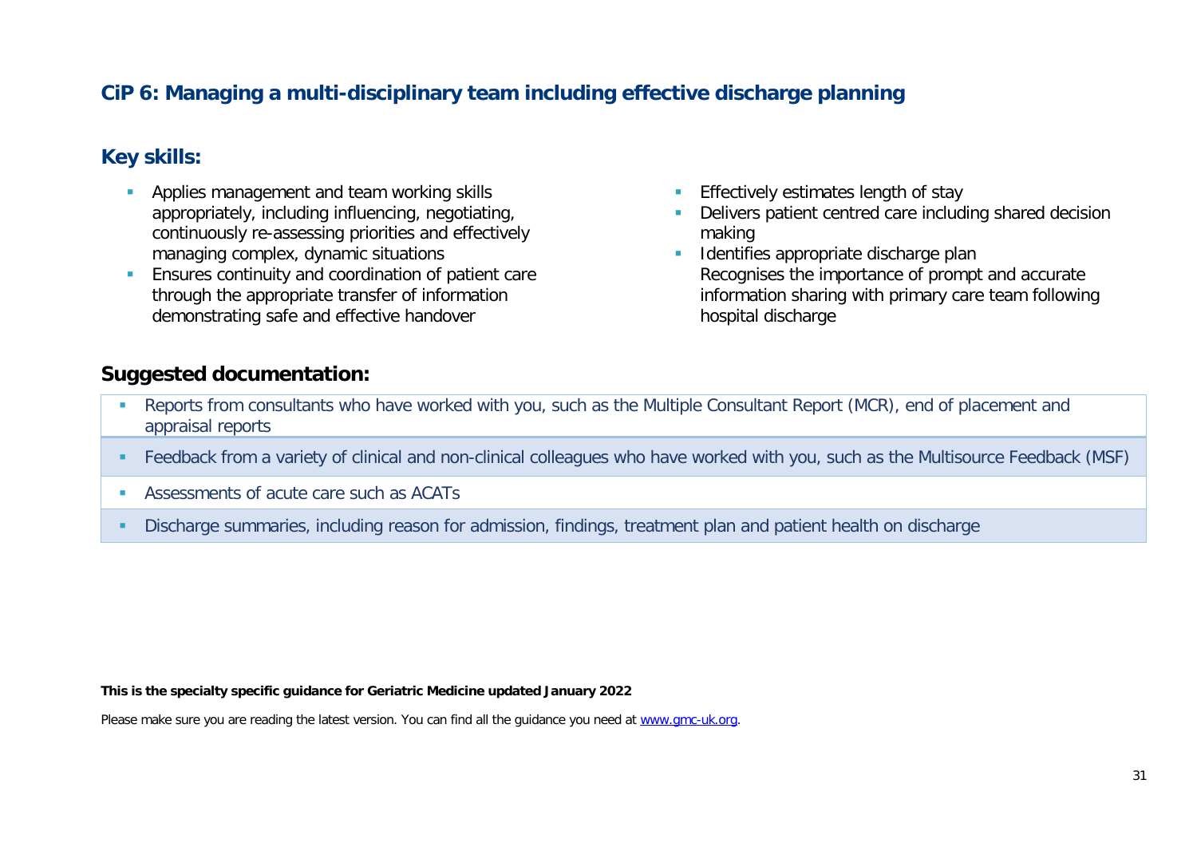## CiP 6: Managing a multi-disciplinary team including effective discharge planning

### Key skills:

- Applies management and team working skills appropriately, including influencing, negotiating, continuously re-assessing priorities and effectively managing complex, dynamic situations
- Ensures continuity and coordination of patient care through the appropriate transfer of information demonstrating safe and effective handover
- Effectively estimates length of stay
- Delivers patient centred care including shared decision making
- Identifies appropriate discharge plan
  Recognises the importance of prompt and accurate information sharing with primary care team following hospital discharge

### Suggested documentation:

- Reports from consultants who have worked with you, such as the Multiple Consultant Report (MCR), end of placement and appraisal reports
- Feedback from a variety of clinical and non-clinical colleagues who have worked with you, such as the Multisource Feedback (MSF)
- Assessments of acute care such as ACATs
- Discharge summaries, including reason for admission, findings, treatment plan and patient health on discharge

**This is the specialty specific guidance for Geriatric Medicine updated January 2022**

Please make sure you are reading the latest version. You can find all the guidance you need at www.gmc-uk.org.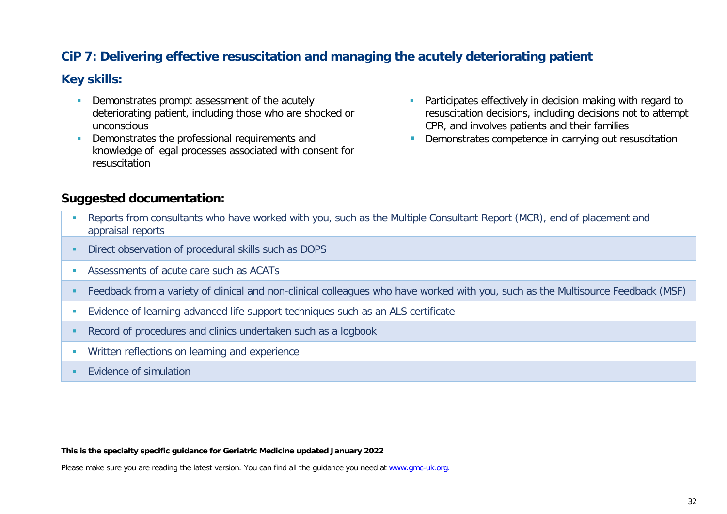## CiP 7: Delivering effective resuscitation and managing the acutely deteriorating patient

### Key skills:

- Demonstrates prompt assessment of the acutely deteriorating patient, including those who are shocked or unconscious
- Demonstrates the professional requirements and knowledge of legal processes associated with consent for resuscitation
- Participates effectively in decision making with regard to resuscitation decisions, including decisions not to attempt CPR, and involves patients and their families
- Demonstrates competence in carrying out resuscitation

### Suggested documentation:

- Reports from consultants who have worked with you, such as the Multiple Consultant Report (MCR), end of placement and appraisal reports
- Direct observation of procedural skills such as DOPS
- Assessments of acute care such as ACATs
- Feedback from a variety of clinical and non-clinical colleagues who have worked with you, such as the Multisource Feedback (MSF)
- Evidence of learning advanced life support techniques such as an ALS certificate
- Record of procedures and clinics undertaken such as a logbook
- Written reflections on learning and experience
- Evidence of simulation

**This is the specialty specific guidance for Geriatric Medicine updated January 2022**

Please make sure you are reading the latest version. You can find all the guidance you need at www.gmc-uk.org.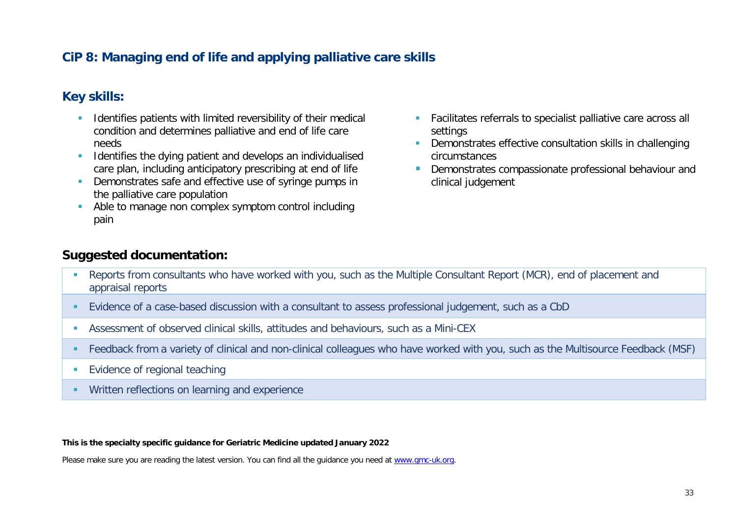## CiP 8: Managing end of life and applying palliative care skills

### Key skills:

- Identifies patients with limited reversibility of their medical condition and determines palliative and end of life care needs
- Identifies the dying patient and develops an individualised care plan, including anticipatory prescribing at end of life
- Demonstrates safe and effective use of syringe pumps in the palliative care population
- Able to manage non complex symptom control including pain
- Facilitates referrals to specialist palliative care across all settings
- Demonstrates effective consultation skills in challenging circumstances
- Demonstrates compassionate professional behaviour and clinical judgement

### Suggested documentation:

- Reports from consultants who have worked with you, such as the Multiple Consultant Report (MCR), end of placement and appraisal reports
- Evidence of a case-based discussion with a consultant to assess professional judgement, such as a CbD
- Assessment of observed clinical skills, attitudes and behaviours, such as a Mini-CEX
- Feedback from a variety of clinical and non-clinical colleagues who have worked with you, such as the Multisource Feedback (MSF)
- Evidence of regional teaching
- Written reflections on learning and experience

**This is the specialty specific guidance for Geriatric Medicine updated January 2022**

Please make sure you are reading the latest version. You can find all the guidance you need at [www.gmc-uk.org](http://www.gmc-uk.org).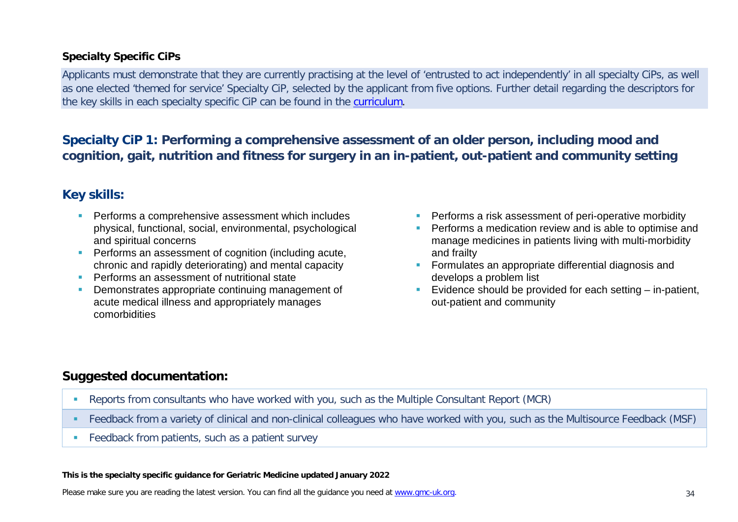### Specialty Specific CiPs

Applicants must demonstrate that they are currently practising at the level of 'entrusted to act independently' in all specialty CiPs, as well as one elected 'themed for service' Specialty CiP, selected by the applicant from five options. Further detail regarding the descriptors for the key skills in each specialty specific CiP can be found in the [curriculum](curriculum).

## Specialty CiP 1: Performing a comprehensive assessment of an older person, including mood and cognition, gait, nutrition and fitness for surgery in an in-patient, out-patient and community setting

## Key skills:

- Performs a comprehensive assessment which includes physical, functional, social, environmental, psychological and spiritual concerns
- Performs an assessment of cognition (including acute, chronic and rapidly deteriorating) and mental capacity
- Performs an assessment of nutritional state
- Demonstrates appropriate continuing management of acute medical illness and appropriately manages comorbidities
- Performs a risk assessment of peri-operative morbidity
- Performs a medication review and is able to optimise and manage medicines in patients living with multi-morbidity and frailty
- Formulates an appropriate differential diagnosis and develops a problem list
- Evidence should be provided for each setting – in-patient, out-patient and community

## Suggested documentation:

- Reports from consultants who have worked with you, such as the Multiple Consultant Report (MCR)
- Feedback from a variety of clinical and non-clinical colleagues who have worked with you, such as the Multisource Feedback (MSF)
- Feedback from patients, such as a patient survey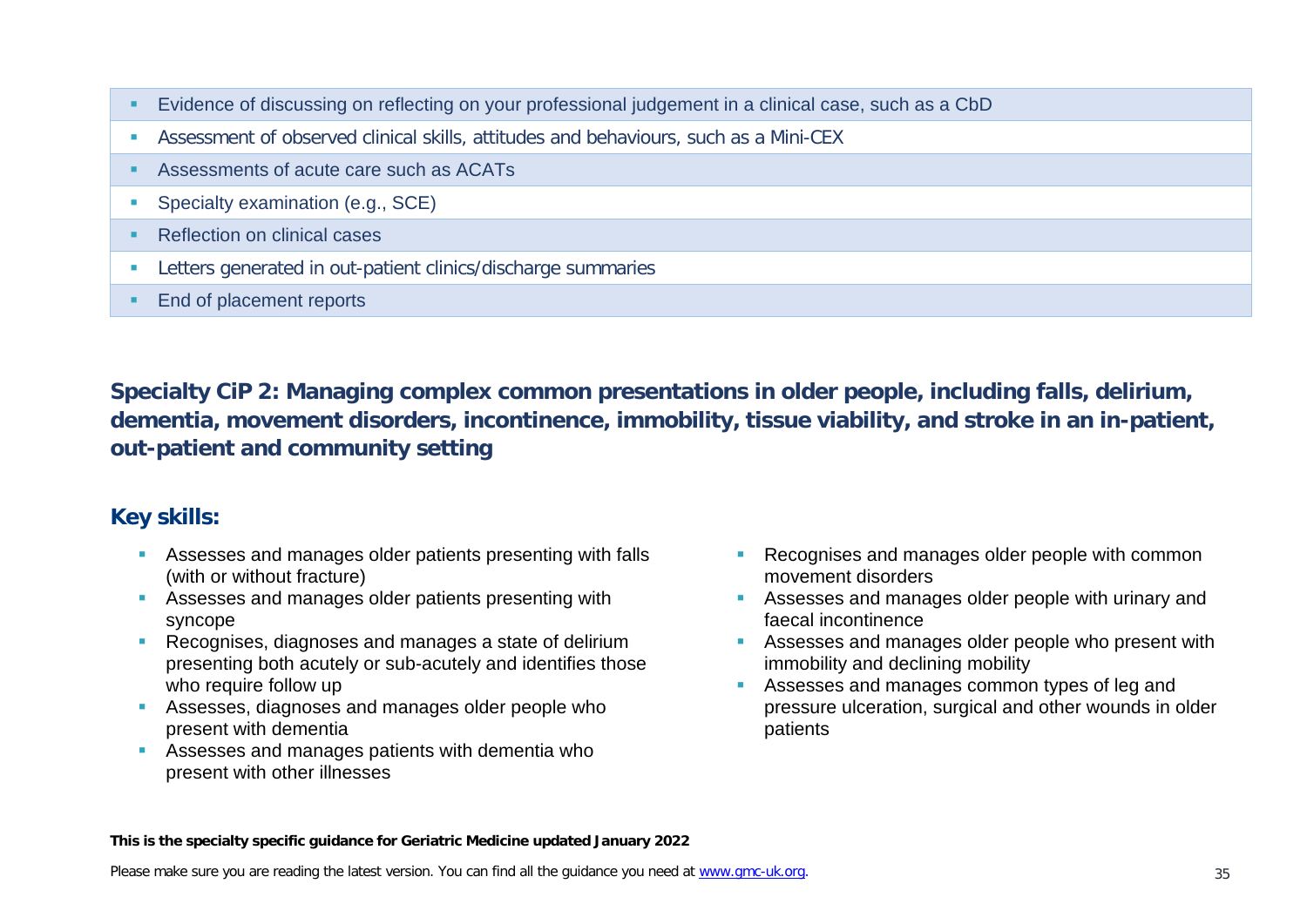- Evidence of discussing on reflecting on your professional judgement in a clinical case, such as a CbD
- Assessment of observed clinical skills, attitudes and behaviours, such as a Mini-CEX
- Assessments of acute care such as ACATs
- Specialty examination (e.g., SCE)
- Reflection on clinical cases
- Letters generated in out-patient clinics/discharge summaries
- End of placement reports

## Specialty CiP 2: Managing complex common presentations in older people, including falls, delirium, dementia, movement disorders, incontinence, immobility, tissue viability, and stroke in an in-patient, out-patient and community setting

### Key skills:

- Assesses and manages older patients presenting with falls (with or without fracture)
- Assesses and manages older patients presenting with syncope
- Recognises, diagnoses and manages a state of delirium presenting both acutely or sub-acutely and identifies those who require follow up
- Assesses, diagnoses and manages older people who present with dementia
- Assesses and manages patients with dementia who present with other illnesses
- Recognises and manages older people with common movement disorders
- Assesses and manages older people with urinary and faecal incontinence
- Assesses and manages older people who present with immobility and declining mobility
- Assesses and manages common types of leg and pressure ulceration, surgical and other wounds in older patients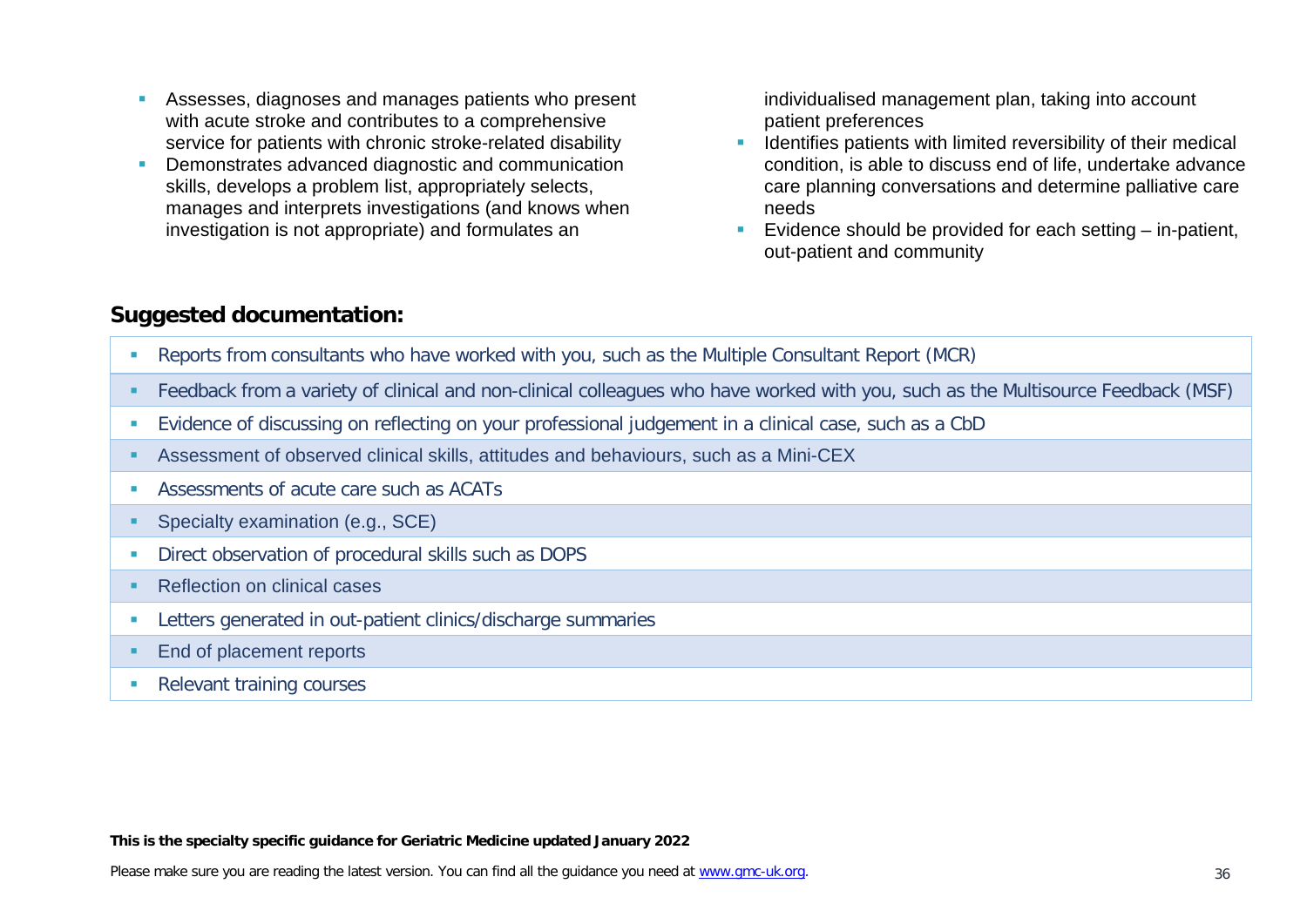- Assesses, diagnoses and manages patients who present with acute stroke and contributes to a comprehensive service for patients with chronic stroke-related disability
- Demonstrates advanced diagnostic and communication skills, develops a problem list, appropriately selects, manages and interprets investigations (and knows when investigation is not appropriate) and formulates an individualised management plan, taking into account patient preferences
- Identifies patients with limited reversibility of their medical condition, is able to discuss end of life, undertake advance care planning conversations and determine palliative care needs
- Evidence should be provided for each setting – in-patient, out-patient and community

## Suggested documentation:

- Reports from consultants who have worked with you, such as the Multiple Consultant Report (MCR)
- Feedback from a variety of clinical and non-clinical colleagues who have worked with you, such as the Multisource Feedback (MSF)
- Evidence of discussing on reflecting on your professional judgement in a clinical case, such as a CbD
- Assessment of observed clinical skills, attitudes and behaviours, such as a Mini-CEX
- Assessments of acute care such as ACATs
- Specialty examination (e.g., SCE)
- Direct observation of procedural skills such as DOPS
- Reflection on clinical cases
- Letters generated in out-patient clinics/discharge summaries
- End of placement reports
- Relevant training courses

**This is the specialty specific guidance for Geriatric Medicine updated January 2022**

Please make sure you are reading the latest version. You can find all the guidance you need at www.gmc-uk.org.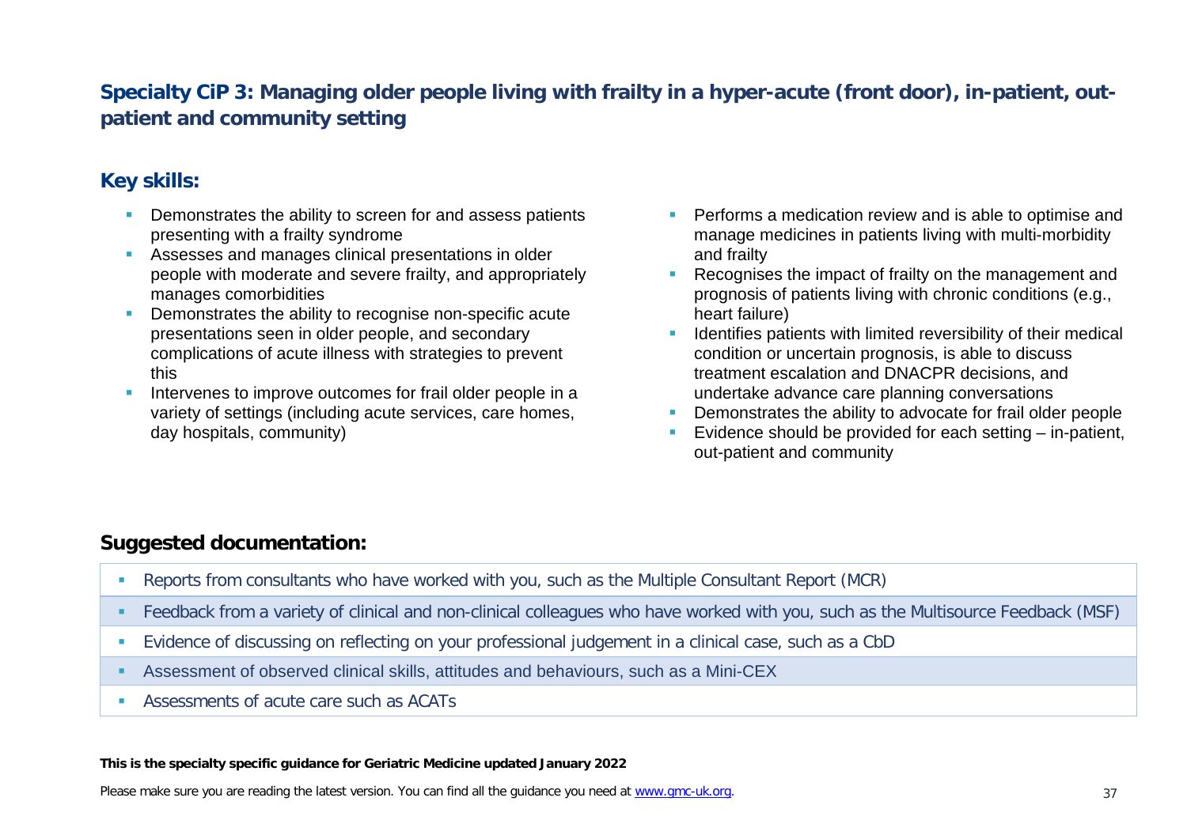## Specialty CiP 3: Managing older people living with frailty in a hyper-acute (front door), in-patient, out-patient and community setting

### Key skills:

- Demonstrates the ability to screen for and assess patients presenting with a frailty syndrome
- Assesses and manages clinical presentations in older people with moderate and severe frailty, and appropriately manages comorbidities
- Demonstrates the ability to recognise non-specific acute presentations seen in older people, and secondary complications of acute illness with strategies to prevent this
- Intervenes to improve outcomes for frail older people in a variety of settings (including acute services, care homes, day hospitals, community)
- Performs a medication review and is able to optimise and manage medicines in patients living with multi-morbidity and frailty
- Recognises the impact of frailty on the management and prognosis of patients living with chronic conditions (e.g., heart failure)
- Identifies patients with limited reversibility of their medical condition or uncertain prognosis, is able to discuss treatment escalation and DNACPR decisions, and undertake advance care planning conversations
- Demonstrates the ability to advocate for frail older people
- Evidence should be provided for each setting – in-patient, out-patient and community

### Suggested documentation:

- Reports from consultants who have worked with you, such as the Multiple Consultant Report (MCR)
- Feedback from a variety of clinical and non-clinical colleagues who have worked with you, such as the Multisource Feedback (MSF)
- Evidence of discussing on reflecting on your professional judgement in a clinical case, such as a CbD
- Assessment of observed clinical skills, attitudes and behaviours, such as a Mini-CEX
- Assessments of acute care such as ACATs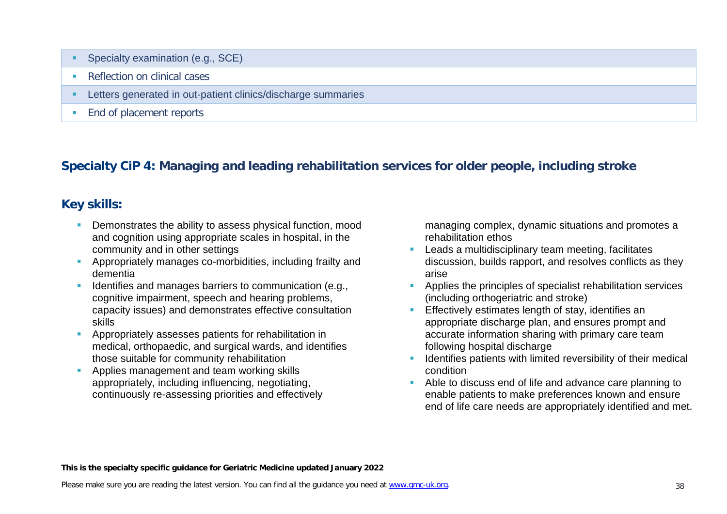- Specialty examination (e.g., SCE)
- Reflection on clinical cases
- Letters generated in out-patient clinics/discharge summaries
- End of placement reports

## Specialty CiP 4: Managing and leading rehabilitation services for older people, including stroke

### Key skills:

- Demonstrates the ability to assess physical function, mood and cognition using appropriate scales in hospital, in the community and in other settings
- Appropriately manages co-morbidities, including frailty and dementia
- Identifies and manages barriers to communication (e.g., cognitive impairment, speech and hearing problems, capacity issues) and demonstrates effective consultation skills
- Appropriately assesses patients for rehabilitation in medical, orthopaedic, and surgical wards, and identifies those suitable for community rehabilitation
- Applies management and team working skills appropriately, including influencing, negotiating, continuously re-assessing priorities and effectively managing complex, dynamic situations and promotes a rehabilitation ethos
- Leads a multidisciplinary team meeting, facilitates discussion, builds rapport, and resolves conflicts as they arise
- Applies the principles of specialist rehabilitation services (including orthogeriatric and stroke)
- Effectively estimates length of stay, identifies an appropriate discharge plan, and ensures prompt and accurate information sharing with primary care team following hospital discharge
- Identifies patients with limited reversibility of their medical condition
- Able to discuss end of life and advance care planning to enable patients to make preferences known and ensure end of life care needs are appropriately identified and met.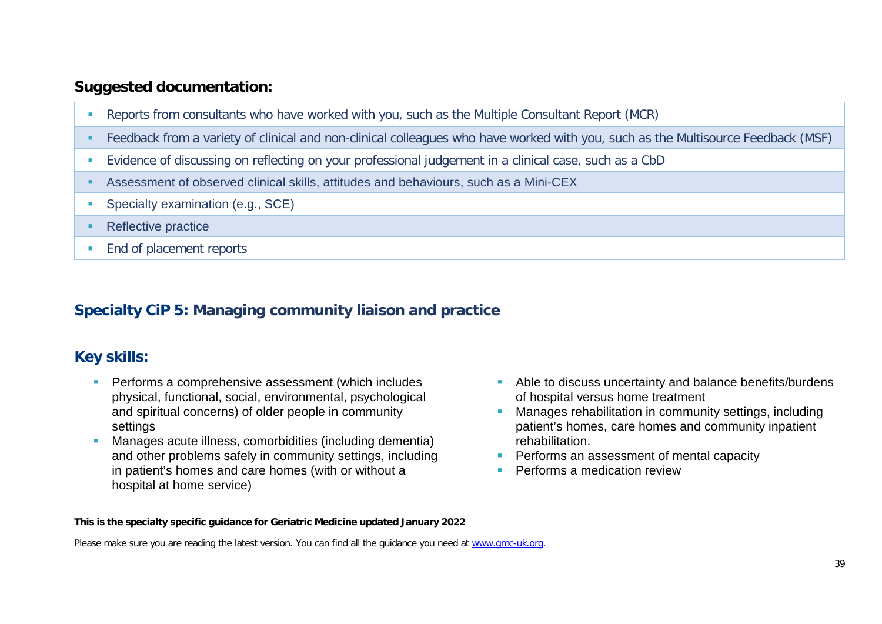### Suggested documentation:

- Reports from consultants who have worked with you, such as the Multiple Consultant Report (MCR)
- Feedback from a variety of clinical and non-clinical colleagues who have worked with you, such as the Multisource Feedback (MSF)
- Evidence of discussing on reflecting on your professional judgement in a clinical case, such as a CbD
- Assessment of observed clinical skills, attitudes and behaviours, such as a Mini-CEX
- Specialty examination (e.g., SCE)
- Reflective practice
- End of placement reports

## Specialty CiP 5: Managing community liaison and practice

### Key skills:

- Performs a comprehensive assessment (which includes physical, functional, social, environmental, psychological and spiritual concerns) of older people in community settings
- Manages acute illness, comorbidities (including dementia) and other problems safely in community settings, including in patient's homes and care homes (with or without a hospital at home service)
- Able to discuss uncertainty and balance benefits/burdens of hospital versus home treatment
- Manages rehabilitation in community settings, including patient's homes, care homes and community inpatient rehabilitation.
- Performs an assessment of mental capacity
- Performs a medication review

**This is the specialty specific guidance for Geriatric Medicine updated January 2022**

Please make sure you are reading the latest version. You can find all the guidance you need at www.gmc-uk.org.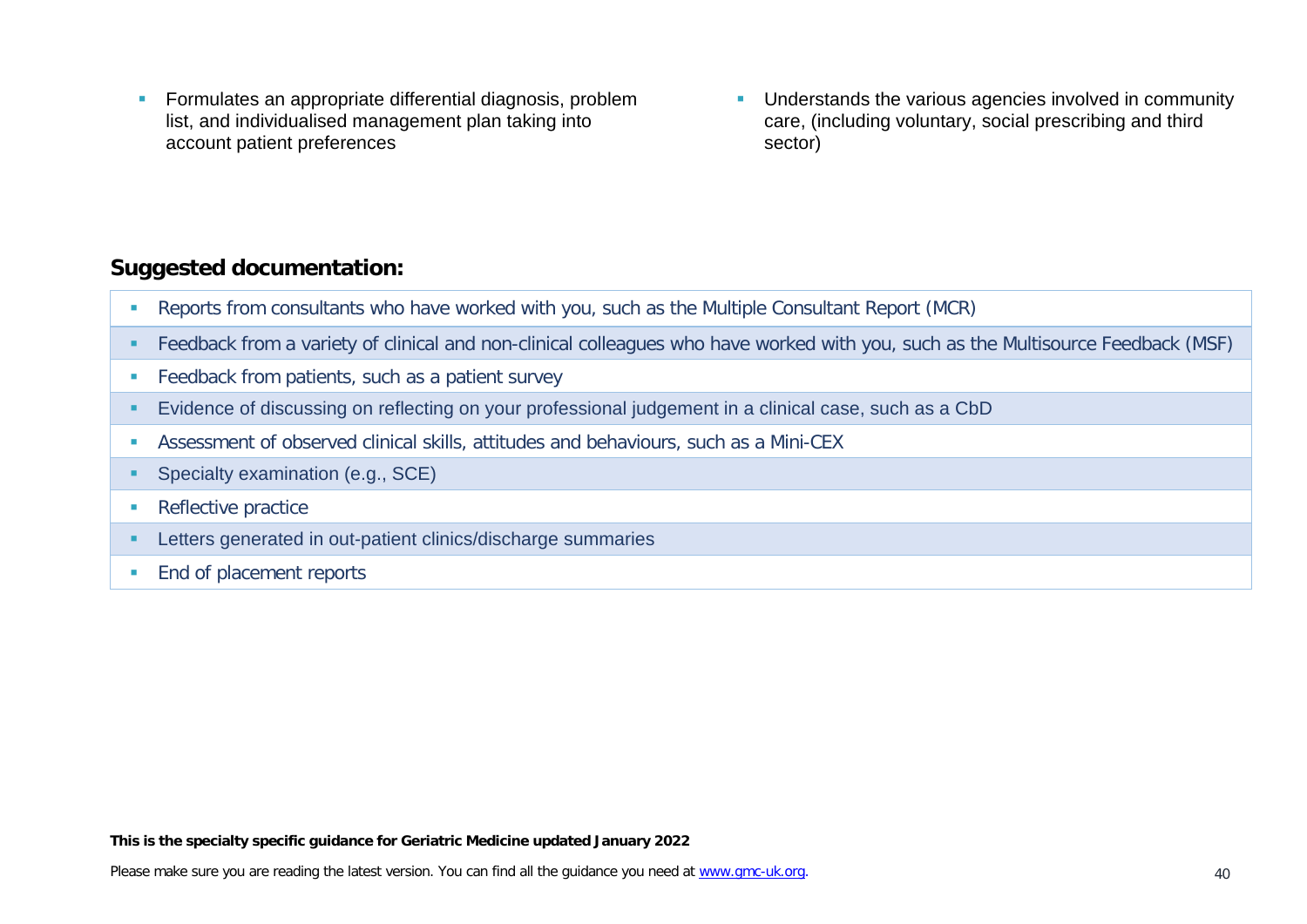- Formulates an appropriate differential diagnosis, problem list, and individualised management plan taking into account patient preferences
- Understands the various agencies involved in community care, (including voluntary, social prescribing and third sector)

## Suggested documentation:

- Reports from consultants who have worked with you, such as the Multiple Consultant Report (MCR)
- Feedback from a variety of clinical and non-clinical colleagues who have worked with you, such as the Multisource Feedback (MSF)
- Feedback from patients, such as a patient survey
- Evidence of discussing on reflecting on your professional judgement in a clinical case, such as a CbD
- Assessment of observed clinical skills, attitudes and behaviours, such as a Mini-CEX
- Specialty examination (e.g., SCE)
- Reflective practice
- Letters generated in out-patient clinics/discharge summaries
- End of placement reports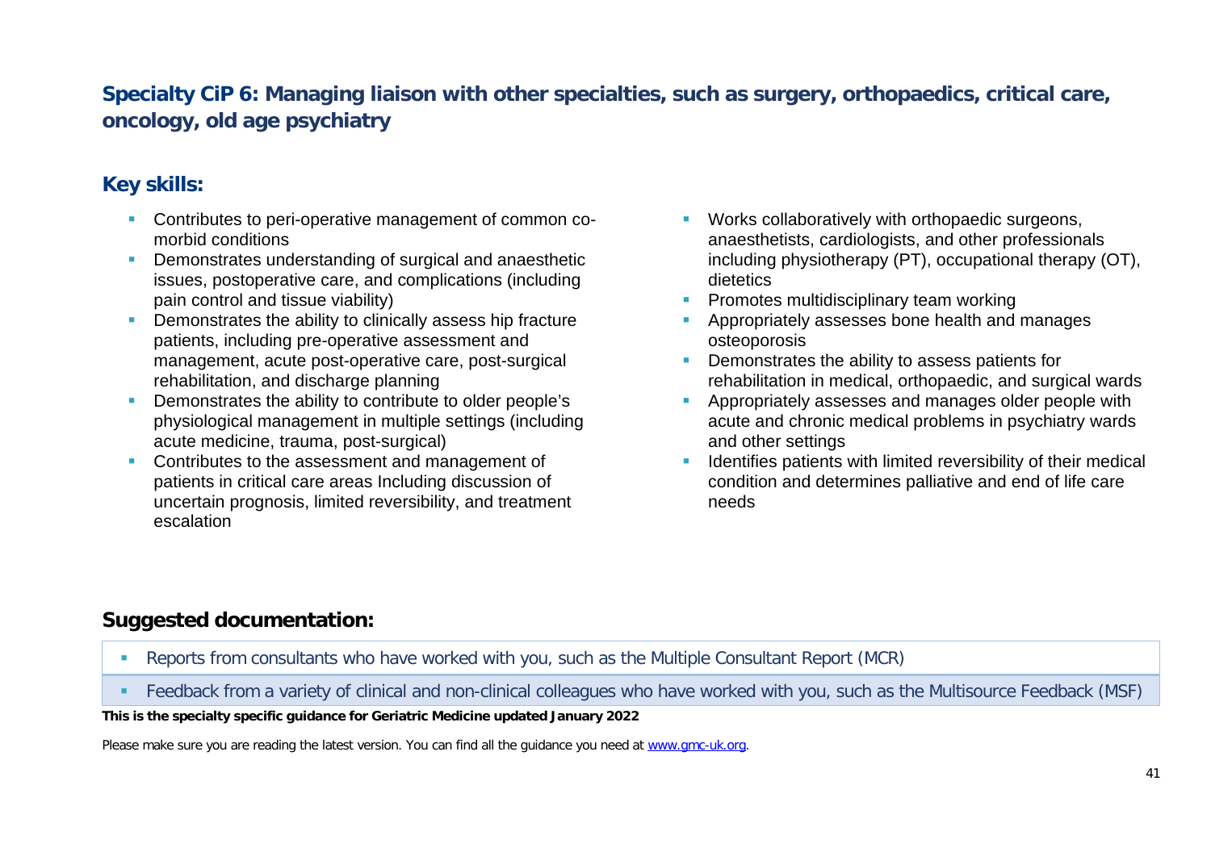## Specialty CiP 6: Managing liaison with other specialties, such as surgery, orthopaedics, critical care, oncology, old age psychiatry

### Key skills:

- Contributes to peri-operative management of common co-morbid conditions
- Demonstrates understanding of surgical and anaesthetic issues, postoperative care, and complications (including pain control and tissue viability)
- Demonstrates the ability to clinically assess hip fracture patients, including pre-operative assessment and management, acute post-operative care, post-surgical rehabilitation, and discharge planning
- Demonstrates the ability to contribute to older people's physiological management in multiple settings (including acute medicine, trauma, post-surgical)
- Contributes to the assessment and management of patients in critical care areas Including discussion of uncertain prognosis, limited reversibility, and treatment escalation
- Works collaboratively with orthopaedic surgeons, anaesthetists, cardiologists, and other professionals including physiotherapy (PT), occupational therapy (OT), dietetics
- Promotes multidisciplinary team working
- Appropriately assesses bone health and manages osteoporosis
- Demonstrates the ability to assess patients for rehabilitation in medical, orthopaedic, and surgical wards
- Appropriately assesses and manages older people with acute and chronic medical problems in psychiatry wards and other settings
- Identifies patients with limited reversibility of their medical condition and determines palliative and end of life care needs

### Suggested documentation:

- Reports from consultants who have worked with you, such as the Multiple Consultant Report (MCR)
- Feedback from a variety of clinical and non-clinical colleagues who have worked with you, such as the Multisource Feedback (MSF)

**This is the specialty specific guidance for Geriatric Medicine updated January 2022**

Please make sure you are reading the latest version. You can find all the guidance you need at www.gmc-uk.org.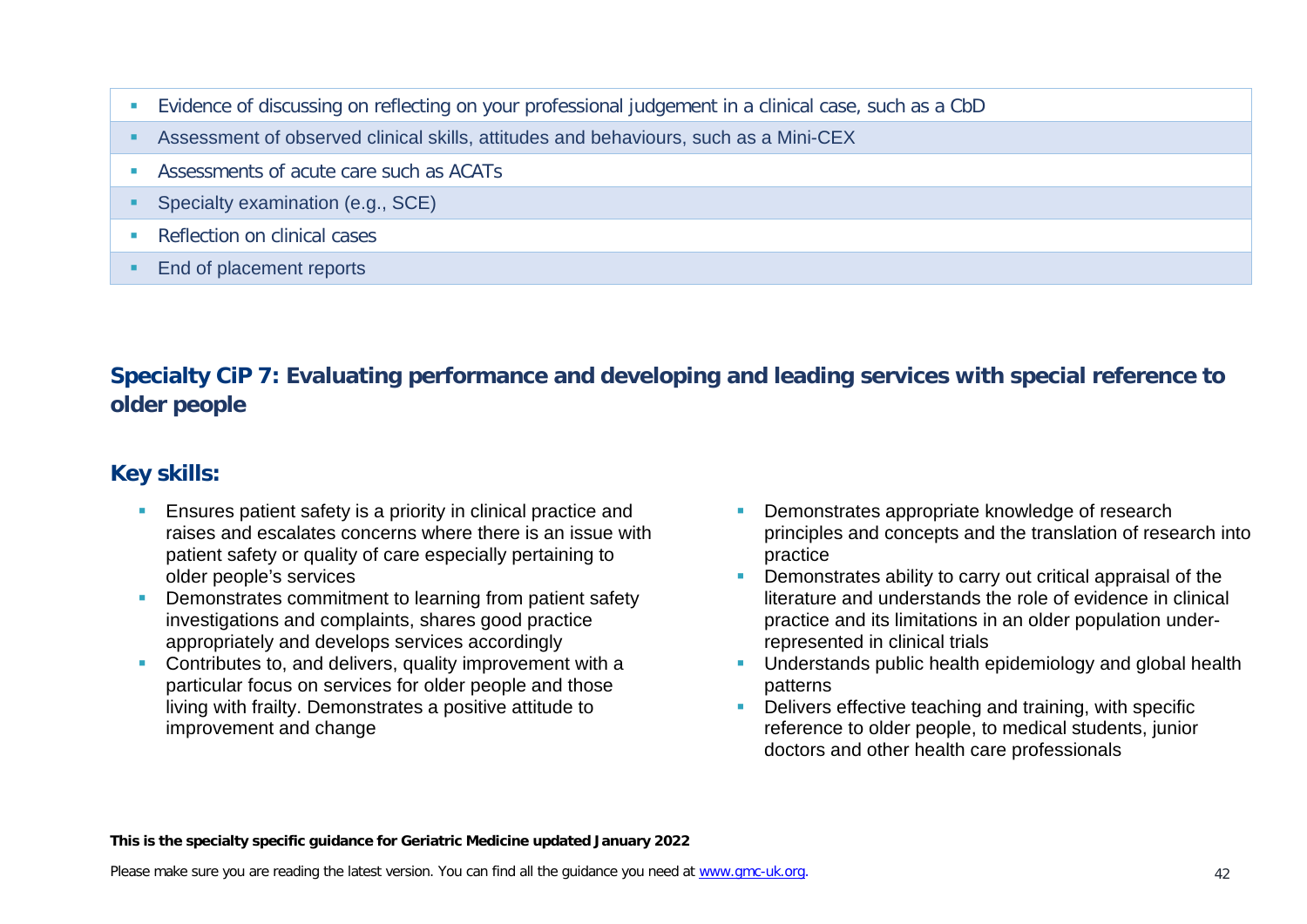- Evidence of discussing on reflecting on your professional judgement in a clinical case, such as a CbD
- Assessment of observed clinical skills, attitudes and behaviours, such as a Mini-CEX
- Assessments of acute care such as ACATs
- Specialty examination (e.g., SCE)
- Reflection on clinical cases
- End of placement reports

## Specialty CiP 7: Evaluating performance and developing and leading services with special reference to older people

### Key skills:

- Ensures patient safety is a priority in clinical practice and raises and escalates concerns where there is an issue with patient safety or quality of care especially pertaining to older people's services
- Demonstrates commitment to learning from patient safety investigations and complaints, shares good practice appropriately and develops services accordingly
- Contributes to, and delivers, quality improvement with a particular focus on services for older people and those living with frailty. Demonstrates a positive attitude to improvement and change
- Demonstrates appropriate knowledge of research principles and concepts and the translation of research into practice
- Demonstrates ability to carry out critical appraisal of the literature and understands the role of evidence in clinical practice and its limitations in an older population under-represented in clinical trials
- Understands public health epidemiology and global health patterns
- Delivers effective teaching and training, with specific reference to older people, to medical students, junior doctors and other health care professionals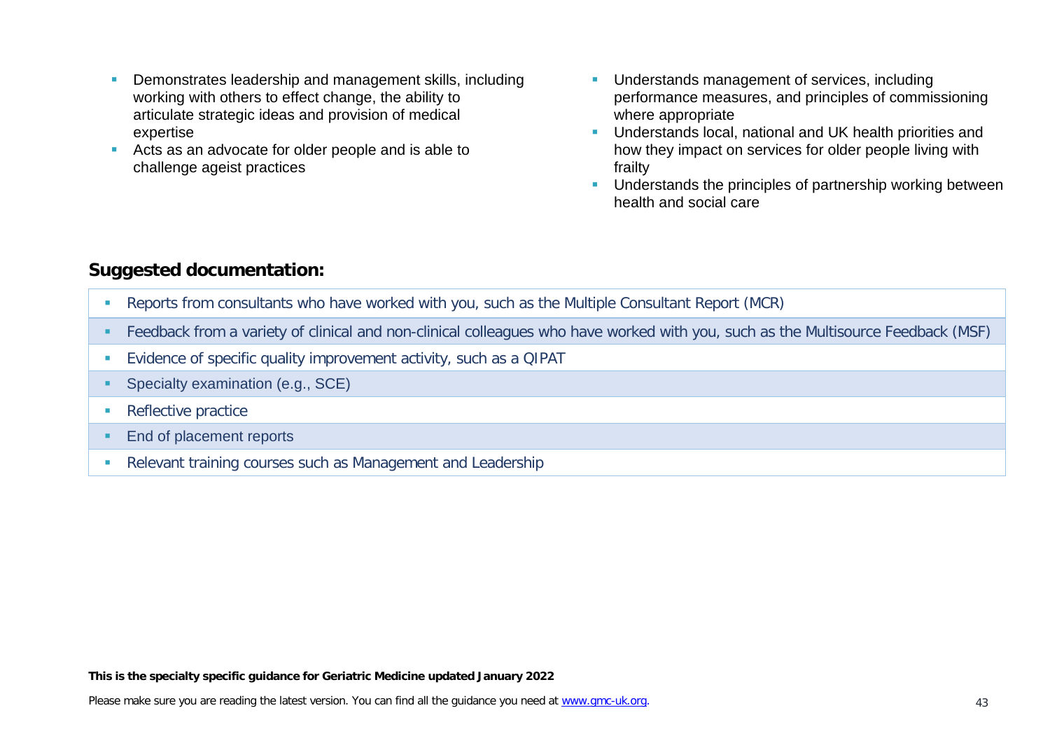- Demonstrates leadership and management skills, including working with others to effect change, the ability to articulate strategic ideas and provision of medical expertise
- Acts as an advocate for older people and is able to challenge ageist practices
- Understands management of services, including performance measures, and principles of commissioning where appropriate
- Understands local, national and UK health priorities and how they impact on services for older people living with frailty
- Understands the principles of partnership working between health and social care

## Suggested documentation:

- Reports from consultants who have worked with you, such as the Multiple Consultant Report (MCR)
- Feedback from a variety of clinical and non-clinical colleagues who have worked with you, such as the Multisource Feedback (MSF)
- Evidence of specific quality improvement activity, such as a QIPAT
- Specialty examination (e.g., SCE)
- Reflective practice
- End of placement reports
- Relevant training courses such as Management and Leadership

**This is the specialty specific guidance for Geriatric Medicine updated January 2022**

Please make sure you are reading the latest version. You can find all the guidance you need at www.gmc-uk.org.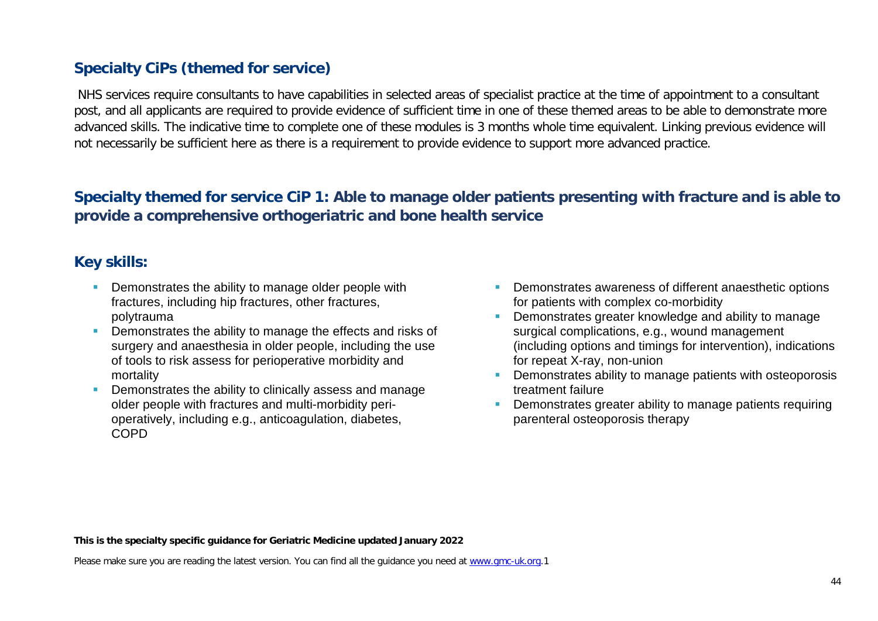## Specialty CiPs (themed for service)

NHS services require consultants to have capabilities in selected areas of specialist practice at the time of appointment to a consultant post, and all applicants are required to provide evidence of sufficient time in one of these themed areas to be able to demonstrate more advanced skills. The indicative time to complete one of these modules is 3 months whole time equivalent. Linking previous evidence will not necessarily be sufficient here as there is a requirement to provide evidence to support more advanced practice.

## Specialty themed for service CiP 1: Able to manage older patients presenting with fracture and is able to provide a comprehensive orthogeriatric and bone health service

### Key skills:

- Demonstrates the ability to manage older people with fractures, including hip fractures, other fractures, polytrauma
- Demonstrates the ability to manage the effects and risks of surgery and anaesthesia in older people, including the use of tools to risk assess for perioperative morbidity and mortality
- Demonstrates the ability to clinically assess and manage older people with fractures and multi-morbidity peri-operatively, including e.g., anticoagulation, diabetes, COPD
- Demonstrates awareness of different anaesthetic options for patients with complex co-morbidity
- Demonstrates greater knowledge and ability to manage surgical complications, e.g., wound management (including options and timings for intervention), indications for repeat X-ray, non-union
- Demonstrates ability to manage patients with osteoporosis treatment failure
- Demonstrates greater ability to manage patients requiring parenteral osteoporosis therapy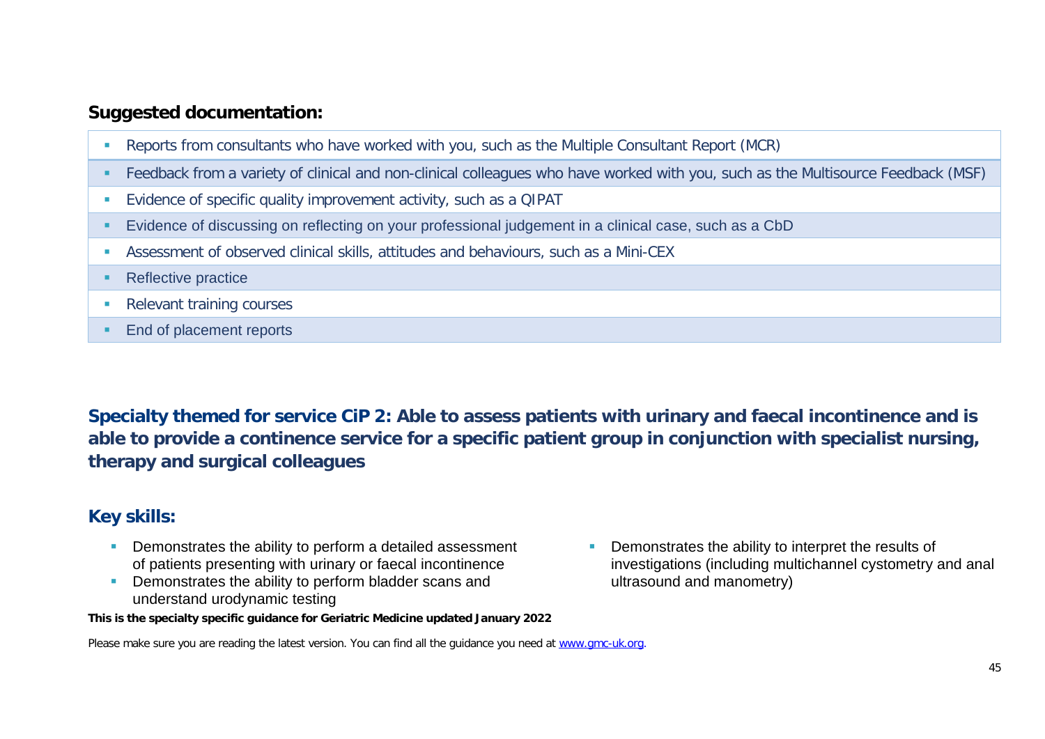### Suggested documentation:

- Reports from consultants who have worked with you, such as the Multiple Consultant Report (MCR)
- Feedback from a variety of clinical and non-clinical colleagues who have worked with you, such as the Multisource Feedback (MSF)
- Evidence of specific quality improvement activity, such as a QIPAT
- Evidence of discussing on reflecting on your professional judgement in a clinical case, such as a CbD
- Assessment of observed clinical skills, attitudes and behaviours, such as a Mini-CEX
- Reflective practice
- Relevant training courses
- End of placement reports

## Specialty themed for service CiP 2: Able to assess patients with urinary and faecal incontinence and is able to provide a continence service for a specific patient group in conjunction with specialist nursing, therapy and surgical colleagues

### Key skills:

- Demonstrates the ability to perform a detailed assessment of patients presenting with urinary or faecal incontinence
- Demonstrates the ability to perform bladder scans and understand urodynamic testing
- Demonstrates the ability to interpret the results of investigations (including multichannel cystometry and anal ultrasound and manometry)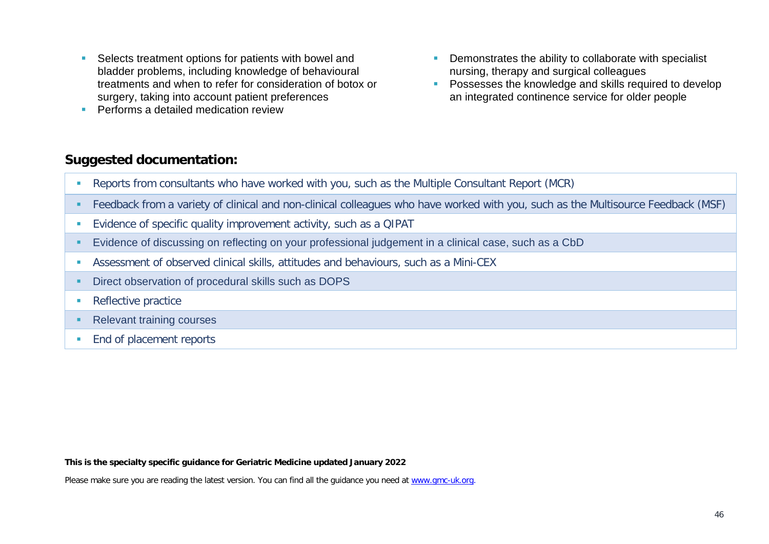- Selects treatment options for patients with bowel and bladder problems, including knowledge of behavioural treatments and when to refer for consideration of botox or surgery, taking into account patient preferences
- Performs a detailed medication review
- Demonstrates the ability to collaborate with specialist nursing, therapy and surgical colleagues
- Possesses the knowledge and skills required to develop an integrated continence service for older people

## Suggested documentation:

- Reports from consultants who have worked with you, such as the Multiple Consultant Report (MCR)
- Feedback from a variety of clinical and non-clinical colleagues who have worked with you, such as the Multisource Feedback (MSF)
- Evidence of specific quality improvement activity, such as a QIPAT
- Evidence of discussing on reflecting on your professional judgement in a clinical case, such as a CbD
- Assessment of observed clinical skills, attitudes and behaviours, such as a Mini-CEX
- Direct observation of procedural skills such as DOPS
- Reflective practice
- Relevant training courses
- End of placement reports

**This is the specialty specific guidance for Geriatric Medicine updated January 2022**

Please make sure you are reading the latest version. You can find all the guidance you need at www.gmc-uk.org.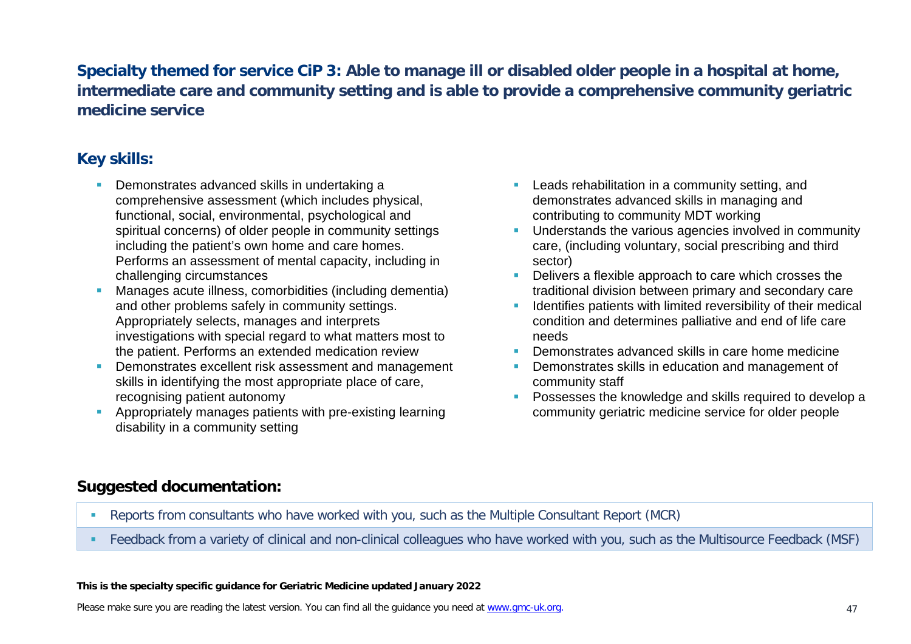## Specialty themed for service CiP 3: Able to manage ill or disabled older people in a hospital at home, intermediate care and community setting and is able to provide a comprehensive community geriatric medicine service

### Key skills:

- Demonstrates advanced skills in undertaking a comprehensive assessment (which includes physical, functional, social, environmental, psychological and spiritual concerns) of older people in community settings including the patient's own home and care homes. Performs an assessment of mental capacity, including in challenging circumstances
- Manages acute illness, comorbidities (including dementia) and other problems safely in community settings. Appropriately selects, manages and interprets investigations with special regard to what matters most to the patient. Performs an extended medication review
- Demonstrates excellent risk assessment and management skills in identifying the most appropriate place of care, recognising patient autonomy
- Appropriately manages patients with pre-existing learning disability in a community setting
- Leads rehabilitation in a community setting, and demonstrates advanced skills in managing and contributing to community MDT working
- Understands the various agencies involved in community care, (including voluntary, social prescribing and third sector)
- Delivers a flexible approach to care which crosses the traditional division between primary and secondary care
- Identifies patients with limited reversibility of their medical condition and determines palliative and end of life care needs
- Demonstrates advanced skills in care home medicine
- Demonstrates skills in education and management of community staff
- Possesses the knowledge and skills required to develop a community geriatric medicine service for older people

### Suggested documentation:

- Reports from consultants who have worked with you, such as the Multiple Consultant Report (MCR)
- Feedback from a variety of clinical and non-clinical colleagues who have worked with you, such as the Multisource Feedback (MSF)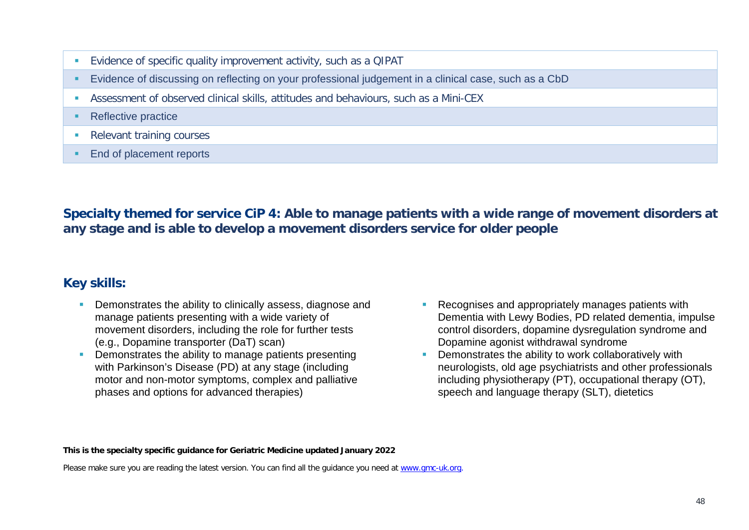- Evidence of specific quality improvement activity, such as a QIPAT
- Evidence of discussing on reflecting on your professional judgement in a clinical case, such as a CbD
- Assessment of observed clinical skills, attitudes and behaviours, such as a Mini-CEX
- Reflective practice
- Relevant training courses
- End of placement reports

## Specialty themed for service CiP 4: Able to manage patients with a wide range of movement disorders at any stage and is able to develop a movement disorders service for older people

### Key skills:

- Demonstrates the ability to clinically assess, diagnose and manage patients presenting with a wide variety of movement disorders, including the role for further tests (e.g., Dopamine transporter (DaT) scan)
- Demonstrates the ability to manage patients presenting with Parkinson's Disease (PD) at any stage (including motor and non-motor symptoms, complex and palliative phases and options for advanced therapies)
- Recognises and appropriately manages patients with Dementia with Lewy Bodies, PD related dementia, impulse control disorders, dopamine dysregulation syndrome and Dopamine agonist withdrawal syndrome
- Demonstrates the ability to work collaboratively with neurologists, old age psychiatrists and other professionals including physiotherapy (PT), occupational therapy (OT), speech and language therapy (SLT), dietetics

**This is the specialty specific guidance for Geriatric Medicine updated January 2022**

Please make sure you are reading the latest version. You can find all the guidance you need at www.gmc-uk.org.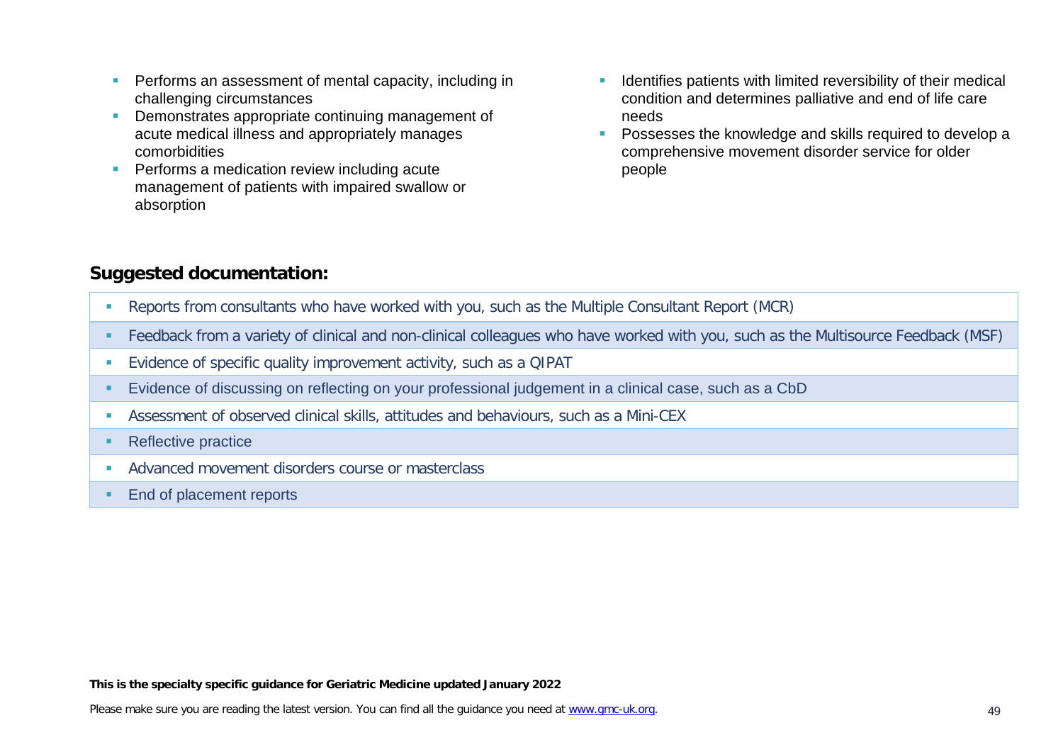- Performs an assessment of mental capacity, including in challenging circumstances
- Demonstrates appropriate continuing management of acute medical illness and appropriately manages comorbidities
- Performs a medication review including acute management of patients with impaired swallow or absorption
- Identifies patients with limited reversibility of their medical condition and determines palliative and end of life care needs
- Possesses the knowledge and skills required to develop a comprehensive movement disorder service for older people

## Suggested documentation:

- Reports from consultants who have worked with you, such as the Multiple Consultant Report (MCR)
- Feedback from a variety of clinical and non-clinical colleagues who have worked with you, such as the Multisource Feedback (MSF)
- Evidence of specific quality improvement activity, such as a QIPAT
- Evidence of discussing on reflecting on your professional judgement in a clinical case, such as a CbD
- Assessment of observed clinical skills, attitudes and behaviours, such as a Mini-CEX
- Reflective practice
- Advanced movement disorders course or masterclass
- End of placement reports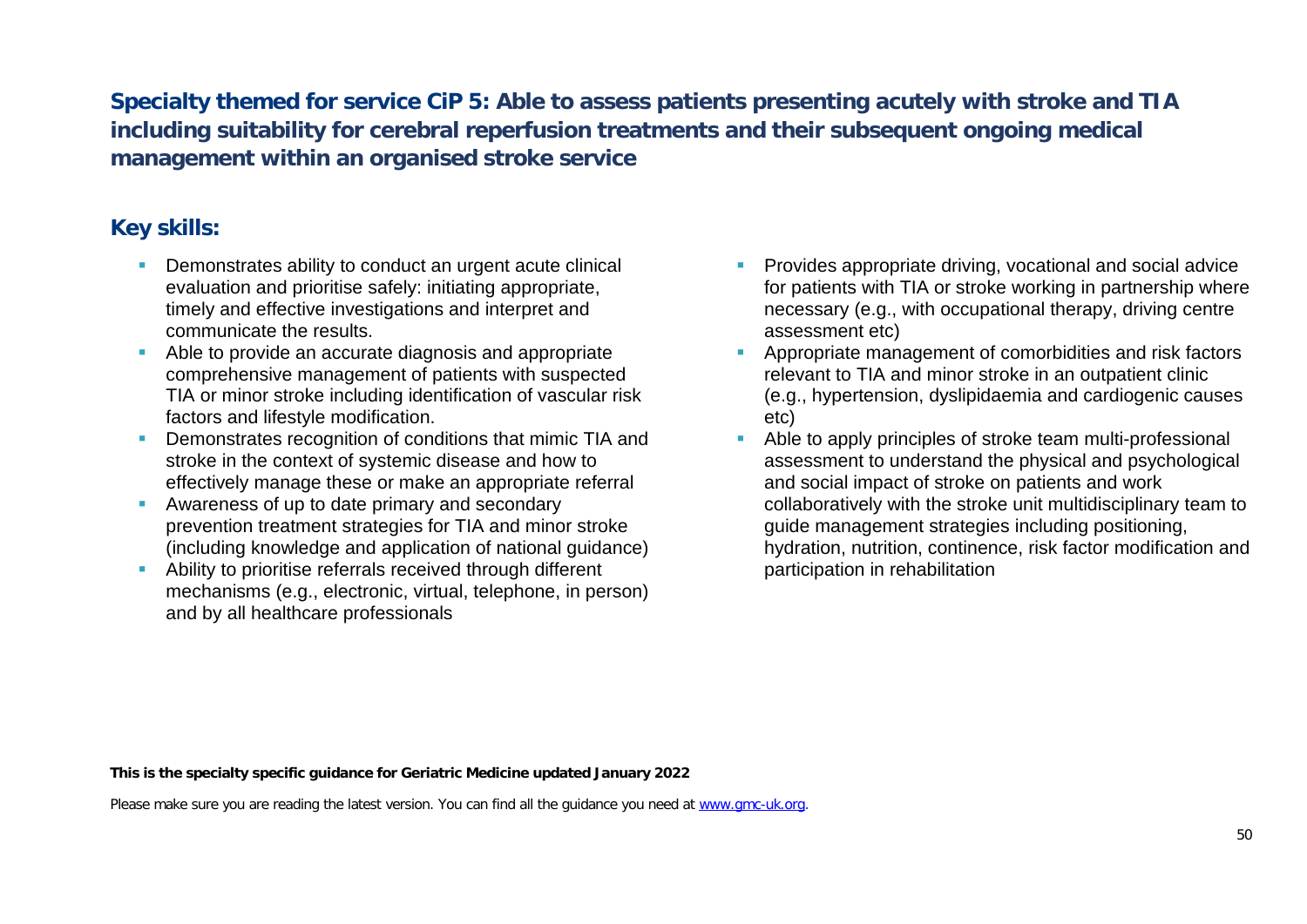## Specialty themed for service CiP 5: Able to assess patients presenting acutely with stroke and TIA including suitability for cerebral reperfusion treatments and their subsequent ongoing medical management within an organised stroke service

### Key skills:

- Demonstrates ability to conduct an urgent acute clinical evaluation and prioritise safely: initiating appropriate, timely and effective investigations and interpret and communicate the results.
- Able to provide an accurate diagnosis and appropriate comprehensive management of patients with suspected TIA or minor stroke including identification of vascular risk factors and lifestyle modification.
- Demonstrates recognition of conditions that mimic TIA and stroke in the context of systemic disease and how to effectively manage these or make an appropriate referral
- Awareness of up to date primary and secondary prevention treatment strategies for TIA and minor stroke (including knowledge and application of national guidance)
- Ability to prioritise referrals received through different mechanisms (e.g., electronic, virtual, telephone, in person) and by all healthcare professionals
- Provides appropriate driving, vocational and social advice for patients with TIA or stroke working in partnership where necessary (e.g., with occupational therapy, driving centre assessment etc)
- Appropriate management of comorbidities and risk factors relevant to TIA and minor stroke in an outpatient clinic (e.g., hypertension, dyslipidaemia and cardiogenic causes etc)
- Able to apply principles of stroke team multi-professional assessment to understand the physical and psychological and social impact of stroke on patients and work collaboratively with the stroke unit multidisciplinary team to guide management strategies including positioning, hydration, nutrition, continence, risk factor modification and participation in rehabilitation

**This is the specialty specific guidance for Geriatric Medicine updated January 2022**

Please make sure you are reading the latest version. You can find all the guidance you need at [www.gmc-uk.org](http://www.gmc-uk.org).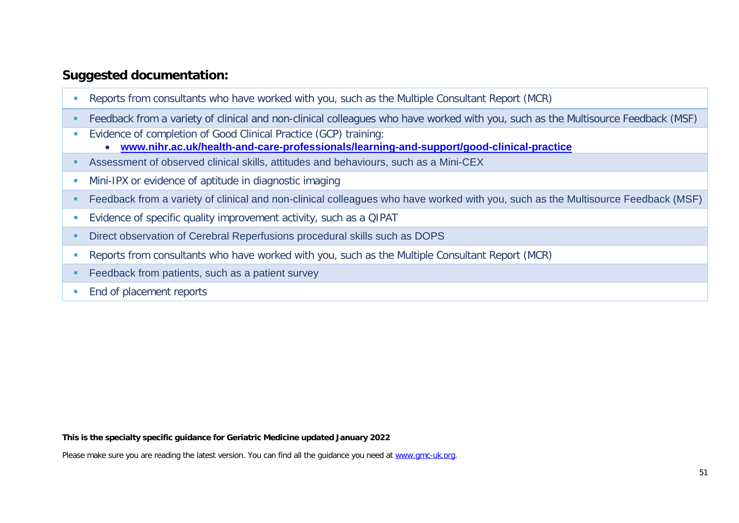## Suggested documentation:

- Reports from consultants who have worked with you, such as the Multiple Consultant Report (MCR)
- Feedback from a variety of clinical and non-clinical colleagues who have worked with you, such as the Multisource Feedback (MSF)
- Evidence of completion of Good Clinical Practice (GCP) training:
  - **www.nihr.ac.uk/health-and-care-professionals/learning-and-support/good-clinical-practice**
- Assessment of observed clinical skills, attitudes and behaviours, such as a Mini-CEX
- Mini-IPX or evidence of aptitude in diagnostic imaging
- Feedback from a variety of clinical and non-clinical colleagues who have worked with you, such as the Multisource Feedback (MSF)
- Evidence of specific quality improvement activity, such as a QIPAT
- Direct observation of Cerebral Reperfusions procedural skills such as DOPS
- Reports from consultants who have worked with you, such as the Multiple Consultant Report (MCR)
- Feedback from patients, such as a patient survey
- End of placement reports

**This is the specialty specific guidance for Geriatric Medicine updated January 2022**

Please make sure you are reading the latest version. You can find all the guidance you need at www.gmc-uk.org.